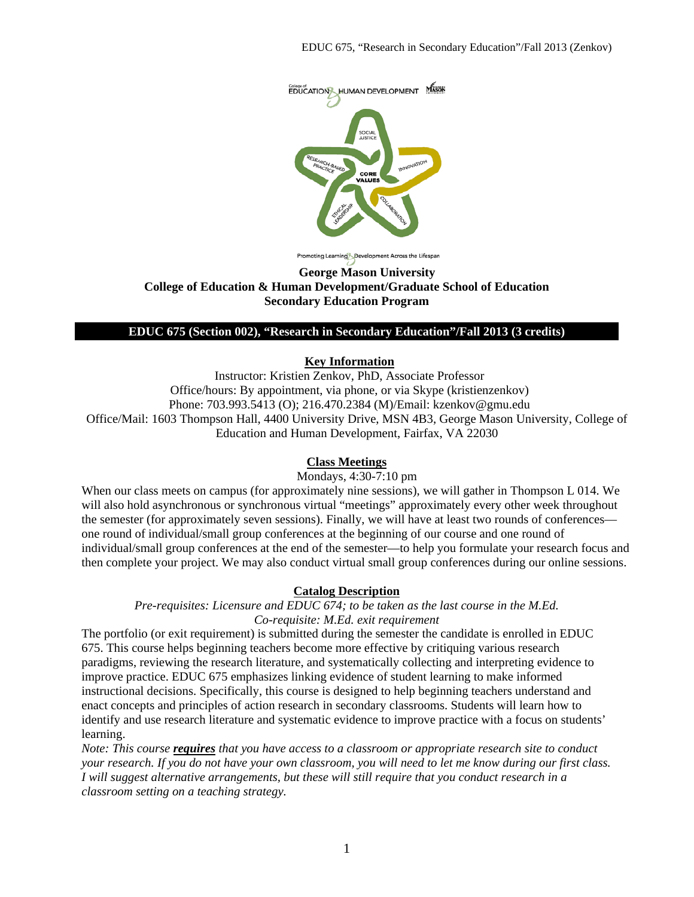**George Mason University**
**College of Education & Human Development/Graduate School of Education**
**Secondary Education Program**

## EDUC 675 (Section 002), "Research in Secondary Education"/Fall 2013 (3 credits)

### Key Information

Instructor: Kristien Zenkov, PhD, Associate Professor
Office/hours: By appointment, via phone, or via Skype (kristienzenkov)
Phone: 703.993.5413 (O); 216.470.2384 (M)/Email: kzenkov@gmu.edu
Office/Mail: 1603 Thompson Hall, 4400 University Drive, MSN 4B3, George Mason University, College of Education and Human Development, Fairfax, VA 22030

### Class Meetings

Mondays, 4:30-7:10 pm

When our class meets on campus (for approximately nine sessions), we will gather in Thompson L 014. We will also hold asynchronous or synchronous virtual "meetings" approximately every other week throughout the semester (for approximately seven sessions). Finally, we will have at least two rounds of conferences—one round of individual/small group conferences at the beginning of our course and one round of individual/small group conferences at the end of the semester—to help you formulate your research focus and then complete your project. We may also conduct virtual small group conferences during our online sessions.

### Catalog Description

*Pre-requisites: Licensure and EDUC 674; to be taken as the last course in the M.Ed.*
*Co-requisite: M.Ed. exit requirement*

The portfolio (or exit requirement) is submitted during the semester the candidate is enrolled in EDUC 675. This course helps beginning teachers become more effective by critiquing various research paradigms, reviewing the research literature, and systematically collecting and interpreting evidence to improve practice. EDUC 675 emphasizes linking evidence of student learning to make informed instructional decisions. Specifically, this course is designed to help beginning teachers understand and enact concepts and principles of action research in secondary classrooms. Students will learn how to identify and use research literature and systematic evidence to improve practice with a focus on students' learning.

*Note: This course **requires** that you have access to a classroom or appropriate research site to conduct your research. If you do not have your own classroom, you will need to let me know during our first class. I will suggest alternative arrangements, but these will still require that you conduct research in a classroom setting on a teaching strategy.*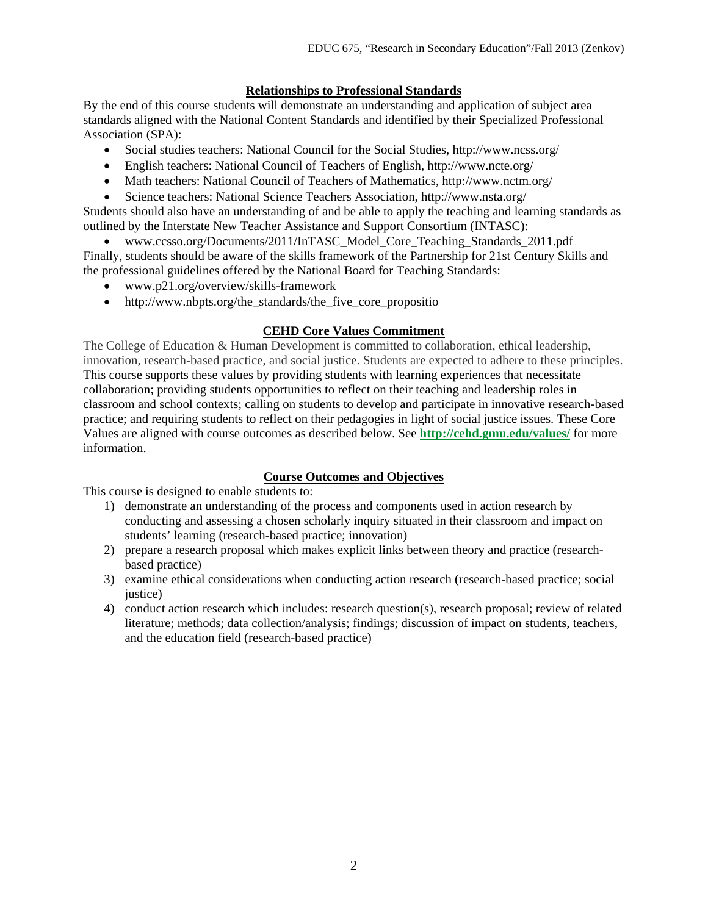## Relationships to Professional Standards

By the end of this course students will demonstrate an understanding and application of subject area standards aligned with the National Content Standards and identified by their Specialized Professional Association (SPA):

- Social studies teachers: National Council for the Social Studies, http://www.ncss.org/
- English teachers: National Council of Teachers of English, http://www.ncte.org/
- Math teachers: National Council of Teachers of Mathematics, http://www.nctm.org/
- Science teachers: National Science Teachers Association, http://www.nsta.org/

Students should also have an understanding of and be able to apply the teaching and learning standards as outlined by the Interstate New Teacher Assistance and Support Consortium (INTASC):

- www.ccsso.org/Documents/2011/InTASC_Model_Core_Teaching_Standards_2011.pdf

Finally, students should be aware of the skills framework of the Partnership for 21st Century Skills and the professional guidelines offered by the National Board for Teaching Standards:

- www.p21.org/overview/skills-framework
- http://www.nbpts.org/the_standards/the_five_core_propositio

## CEHD Core Values Commitment

The College of Education & Human Development is committed to collaboration, ethical leadership, innovation, research-based practice, and social justice. Students are expected to adhere to these principles. This course supports these values by providing students with learning experiences that necessitate collaboration; providing students opportunities to reflect on their teaching and leadership roles in classroom and school contexts; calling on students to develop and participate in innovative research-based practice; and requiring students to reflect on their pedagogies in light of social justice issues. These Core Values are aligned with course outcomes as described below. See **http://cehd.gmu.edu/values/** for more information.

## Course Outcomes and Objectives

This course is designed to enable students to:

1) demonstrate an understanding of the process and components used in action research by conducting and assessing a chosen scholarly inquiry situated in their classroom and impact on students' learning (research-based practice; innovation)
2) prepare a research proposal which makes explicit links between theory and practice (research-based practice)
3) examine ethical considerations when conducting action research (research-based practice; social justice)
4) conduct action research which includes: research question(s), research proposal; review of related literature; methods; data collection/analysis; findings; discussion of impact on students, teachers, and the education field (research-based practice)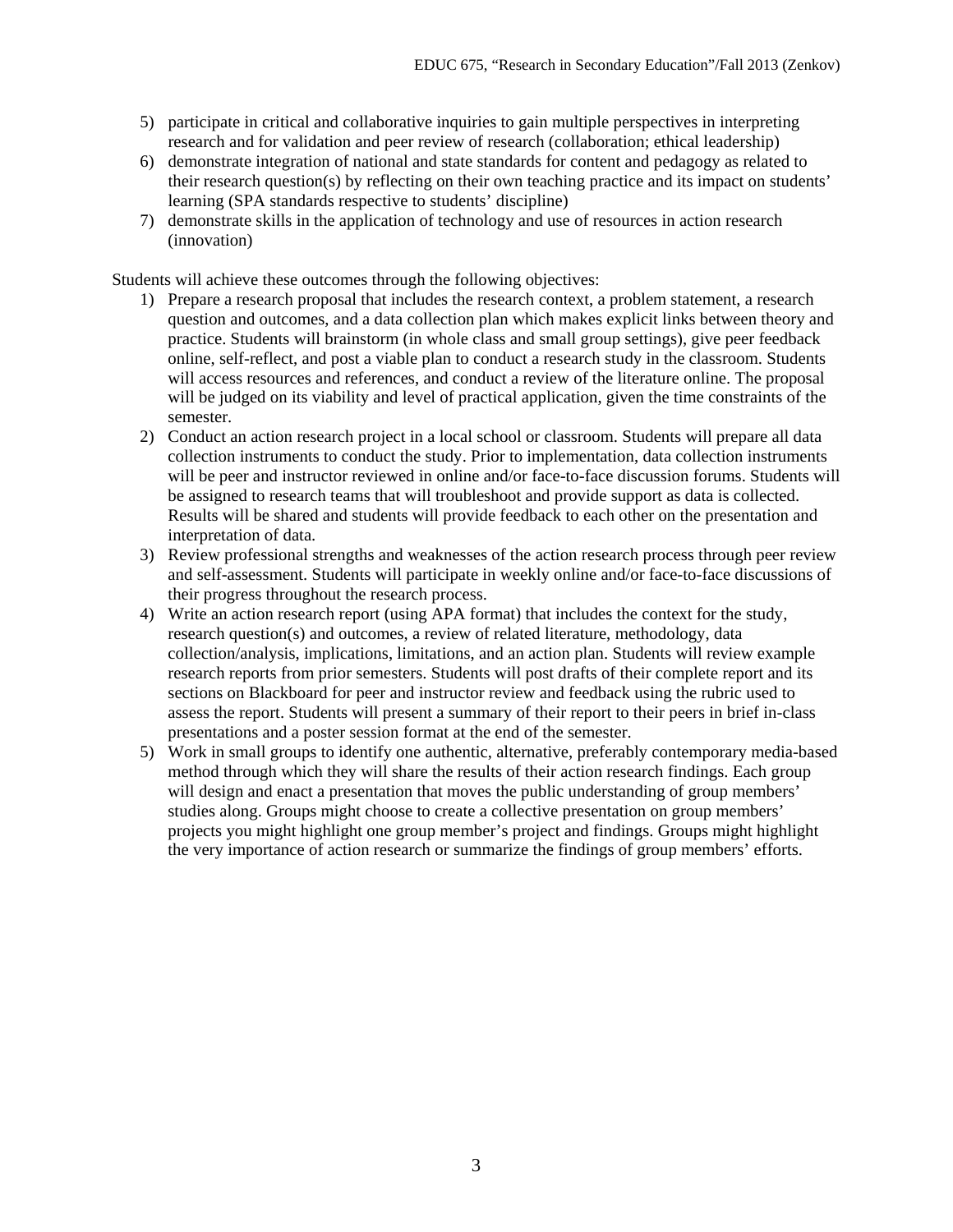5) participate in critical and collaborative inquiries to gain multiple perspectives in interpreting research and for validation and peer review of research (collaboration; ethical leadership)
6) demonstrate integration of national and state standards for content and pedagogy as related to their research question(s) by reflecting on their own teaching practice and its impact on students' learning (SPA standards respective to students' discipline)
7) demonstrate skills in the application of technology and use of resources in action research (innovation)

Students will achieve these outcomes through the following objectives:

1) Prepare a research proposal that includes the research context, a problem statement, a research question and outcomes, and a data collection plan which makes explicit links between theory and practice. Students will brainstorm (in whole class and small group settings), give peer feedback online, self-reflect, and post a viable plan to conduct a research study in the classroom. Students will access resources and references, and conduct a review of the literature online. The proposal will be judged on its viability and level of practical application, given the time constraints of the semester.
2) Conduct an action research project in a local school or classroom. Students will prepare all data collection instruments to conduct the study. Prior to implementation, data collection instruments will be peer and instructor reviewed in online and/or face-to-face discussion forums. Students will be assigned to research teams that will troubleshoot and provide support as data is collected. Results will be shared and students will provide feedback to each other on the presentation and interpretation of data.
3) Review professional strengths and weaknesses of the action research process through peer review and self-assessment. Students will participate in weekly online and/or face-to-face discussions of their progress throughout the research process.
4) Write an action research report (using APA format) that includes the context for the study, research question(s) and outcomes, a review of related literature, methodology, data collection/analysis, implications, limitations, and an action plan. Students will review example research reports from prior semesters. Students will post drafts of their complete report and its sections on Blackboard for peer and instructor review and feedback using the rubric used to assess the report. Students will present a summary of their report to their peers in brief in-class presentations and a poster session format at the end of the semester.
5) Work in small groups to identify one authentic, alternative, preferably contemporary media-based method through which they will share the results of their action research findings. Each group will design and enact a presentation that moves the public understanding of group members' studies along. Groups might choose to create a collective presentation on group members' projects you might highlight one group member's project and findings. Groups might highlight the very importance of action research or summarize the findings of group members' efforts.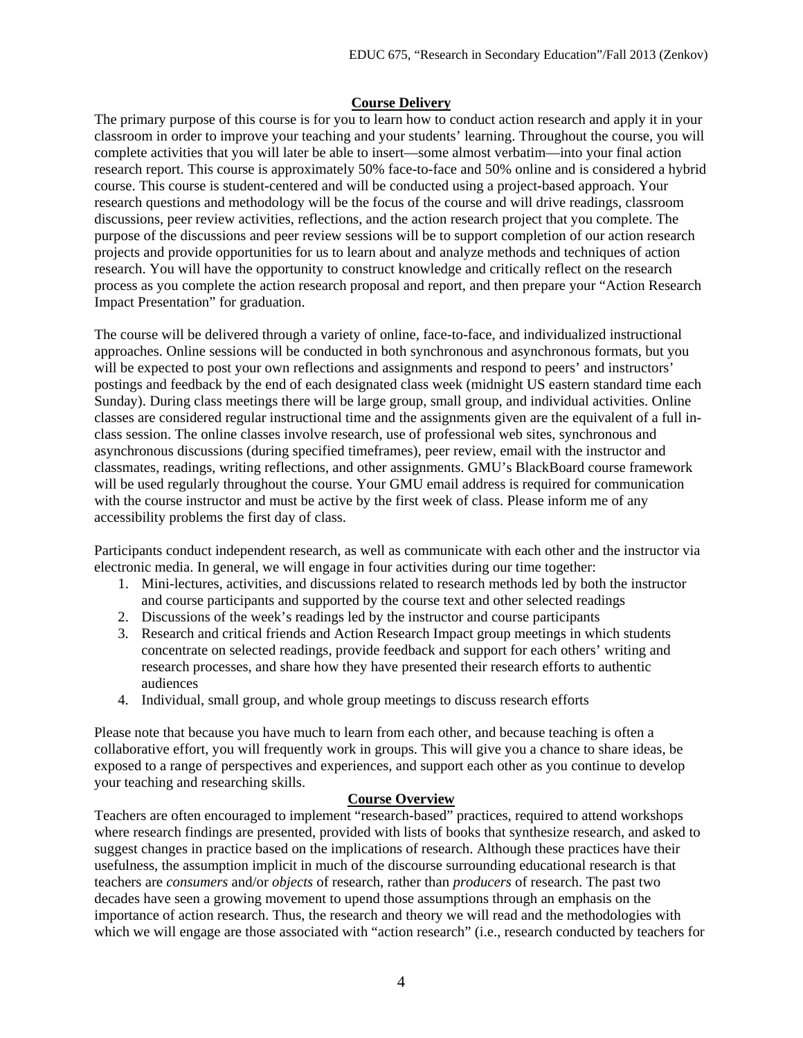## Course Delivery

The primary purpose of this course is for you to learn how to conduct action research and apply it in your classroom in order to improve your teaching and your students' learning. Throughout the course, you will complete activities that you will later be able to insert—some almost verbatim—into your final action research report. This course is approximately 50% face-to-face and 50% online and is considered a hybrid course. This course is student-centered and will be conducted using a project-based approach. Your research questions and methodology will be the focus of the course and will drive readings, classroom discussions, peer review activities, reflections, and the action research project that you complete. The purpose of the discussions and peer review sessions will be to support completion of our action research projects and provide opportunities for us to learn about and analyze methods and techniques of action research. You will have the opportunity to construct knowledge and critically reflect on the research process as you complete the action research proposal and report, and then prepare your "Action Research Impact Presentation" for graduation.

The course will be delivered through a variety of online, face-to-face, and individualized instructional approaches. Online sessions will be conducted in both synchronous and asynchronous formats, but you will be expected to post your own reflections and assignments and respond to peers' and instructors' postings and feedback by the end of each designated class week (midnight US eastern standard time each Sunday). During class meetings there will be large group, small group, and individual activities. Online classes are considered regular instructional time and the assignments given are the equivalent of a full in-class session. The online classes involve research, use of professional web sites, synchronous and asynchronous discussions (during specified timeframes), peer review, email with the instructor and classmates, readings, writing reflections, and other assignments. GMU's BlackBoard course framework will be used regularly throughout the course. Your GMU email address is required for communication with the course instructor and must be active by the first week of class. Please inform me of any accessibility problems the first day of class.

Participants conduct independent research, as well as communicate with each other and the instructor via electronic media. In general, we will engage in four activities during our time together:

1. Mini-lectures, activities, and discussions related to research methods led by both the instructor and course participants and supported by the course text and other selected readings
2. Discussions of the week's readings led by the instructor and course participants
3. Research and critical friends and Action Research Impact group meetings in which students concentrate on selected readings, provide feedback and support for each others' writing and research processes, and share how they have presented their research efforts to authentic audiences
4. Individual, small group, and whole group meetings to discuss research efforts

Please note that because you have much to learn from each other, and because teaching is often a collaborative effort, you will frequently work in groups. This will give you a chance to share ideas, be exposed to a range of perspectives and experiences, and support each other as you continue to develop your teaching and researching skills.

## Course Overview

Teachers are often encouraged to implement "research-based" practices, required to attend workshops where research findings are presented, provided with lists of books that synthesize research, and asked to suggest changes in practice based on the implications of research. Although these practices have their usefulness, the assumption implicit in much of the discourse surrounding educational research is that teachers are *consumers* and/or *objects* of research, rather than *producers* of research. The past two decades have seen a growing movement to upend those assumptions through an emphasis on the importance of action research. Thus, the research and theory we will read and the methodologies with which we will engage are those associated with "action research" (i.e., research conducted by teachers for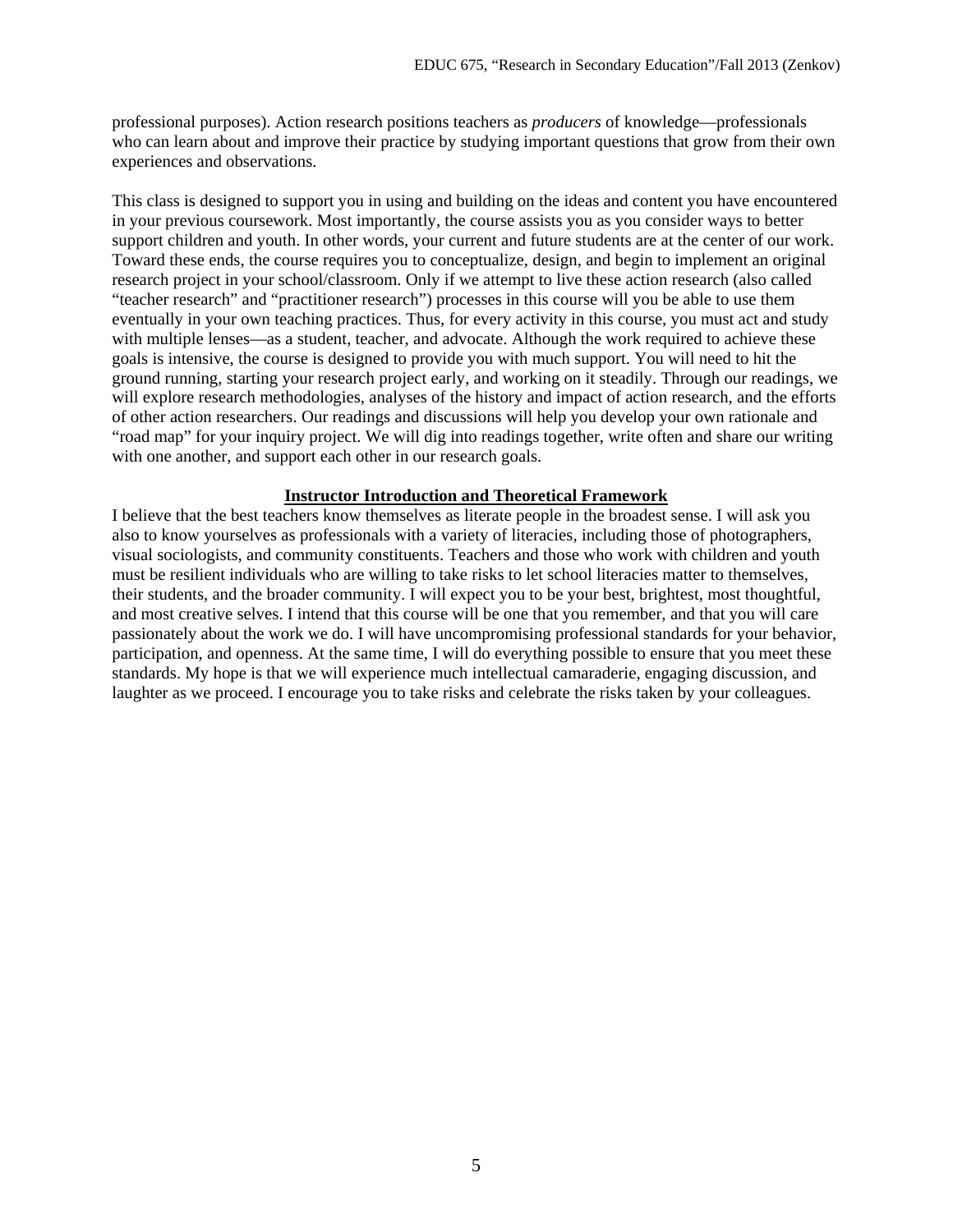professional purposes). Action research positions teachers as *producers* of knowledge—professionals who can learn about and improve their practice by studying important questions that grow from their own experiences and observations.

This class is designed to support you in using and building on the ideas and content you have encountered in your previous coursework. Most importantly, the course assists you as you consider ways to better support children and youth. In other words, your current and future students are at the center of our work. Toward these ends, the course requires you to conceptualize, design, and begin to implement an original research project in your school/classroom. Only if we attempt to live these action research (also called "teacher research" and "practitioner research") processes in this course will you be able to use them eventually in your own teaching practices. Thus, for every activity in this course, you must act and study with multiple lenses—as a student, teacher, and advocate. Although the work required to achieve these goals is intensive, the course is designed to provide you with much support. You will need to hit the ground running, starting your research project early, and working on it steadily. Through our readings, we will explore research methodologies, analyses of the history and impact of action research, and the efforts of other action researchers. Our readings and discussions will help you develop your own rationale and "road map" for your inquiry project. We will dig into readings together, write often and share our writing with one another, and support each other in our research goals.

## Instructor Introduction and Theoretical Framework

I believe that the best teachers know themselves as literate people in the broadest sense. I will ask you also to know yourselves as professionals with a variety of literacies, including those of photographers, visual sociologists, and community constituents. Teachers and those who work with children and youth must be resilient individuals who are willing to take risks to let school literacies matter to themselves, their students, and the broader community. I will expect you to be your best, brightest, most thoughtful, and most creative selves. I intend that this course will be one that you remember, and that you will care passionately about the work we do. I will have uncompromising professional standards for your behavior, participation, and openness. At the same time, I will do everything possible to ensure that you meet these standards. My hope is that we will experience much intellectual camaraderie, engaging discussion, and laughter as we proceed. I encourage you to take risks and celebrate the risks taken by your colleagues.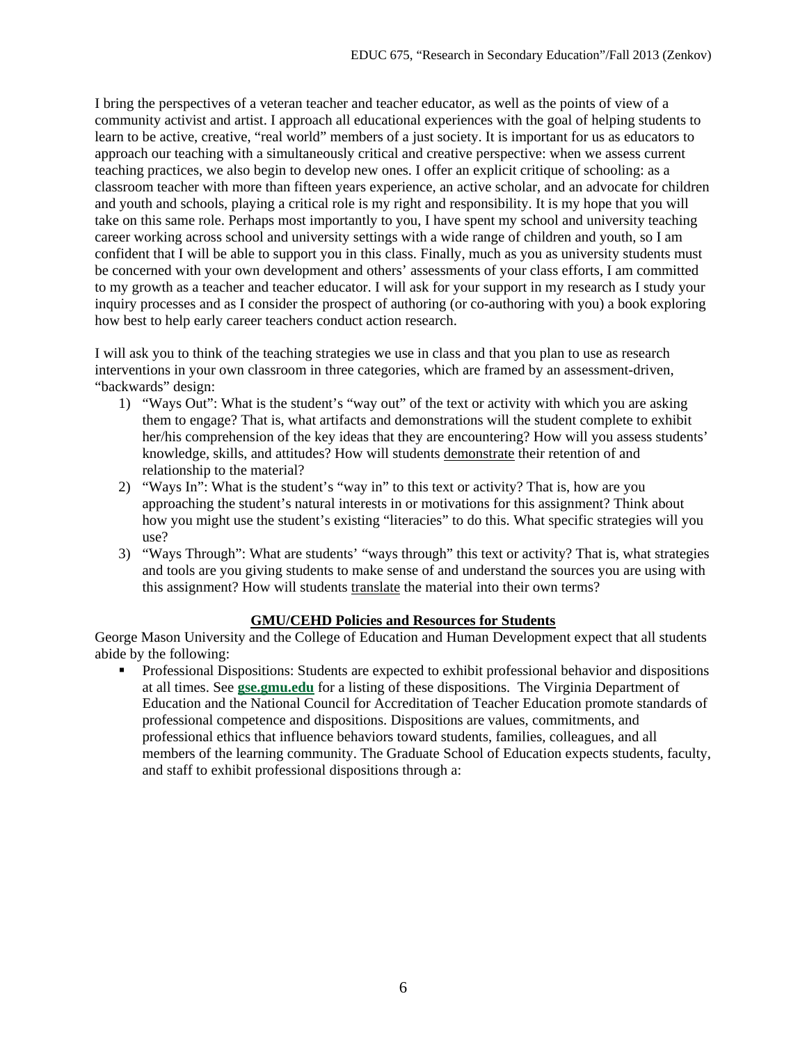I bring the perspectives of a veteran teacher and teacher educator, as well as the points of view of a community activist and artist. I approach all educational experiences with the goal of helping students to learn to be active, creative, "real world" members of a just society. It is important for us as educators to approach our teaching with a simultaneously critical and creative perspective: when we assess current teaching practices, we also begin to develop new ones. I offer an explicit critique of schooling: as a classroom teacher with more than fifteen years experience, an active scholar, and an advocate for children and youth and schools, playing a critical role is my right and responsibility. It is my hope that you will take on this same role. Perhaps most importantly to you, I have spent my school and university teaching career working across school and university settings with a wide range of children and youth, so I am confident that I will be able to support you in this class. Finally, much as you as university students must be concerned with your own development and others' assessments of your class efforts, I am committed to my growth as a teacher and teacher educator. I will ask for your support in my research as I study your inquiry processes and as I consider the prospect of authoring (or co-authoring with you) a book exploring how best to help early career teachers conduct action research.

I will ask you to think of the teaching strategies we use in class and that you plan to use as research interventions in your own classroom in three categories, which are framed by an assessment-driven, "backwards" design:

1) "Ways Out": What is the student's "way out" of the text or activity with which you are asking them to engage? That is, what artifacts and demonstrations will the student complete to exhibit her/his comprehension of the key ideas that they are encountering? How will you assess students' knowledge, skills, and attitudes? How will students demonstrate their retention of and relationship to the material?
2) "Ways In": What is the student's "way in" to this text or activity? That is, how are you approaching the student's natural interests in or motivations for this assignment? Think about how you might use the student's existing "literacies" to do this. What specific strategies will you use?
3) "Ways Through": What are students' "ways through" this text or activity? That is, what strategies and tools are you giving students to make sense of and understand the sources you are using with this assignment? How will students translate the material into their own terms?

## GMU/CEHD Policies and Resources for Students

George Mason University and the College of Education and Human Development expect that all students abide by the following:

- Professional Dispositions: Students are expected to exhibit professional behavior and dispositions at all times. See **gse.gmu.edu** for a listing of these dispositions. The Virginia Department of Education and the National Council for Accreditation of Teacher Education promote standards of professional competence and dispositions. Dispositions are values, commitments, and professional ethics that influence behaviors toward students, families, colleagues, and all members of the learning community. The Graduate School of Education expects students, faculty, and staff to exhibit professional dispositions through a: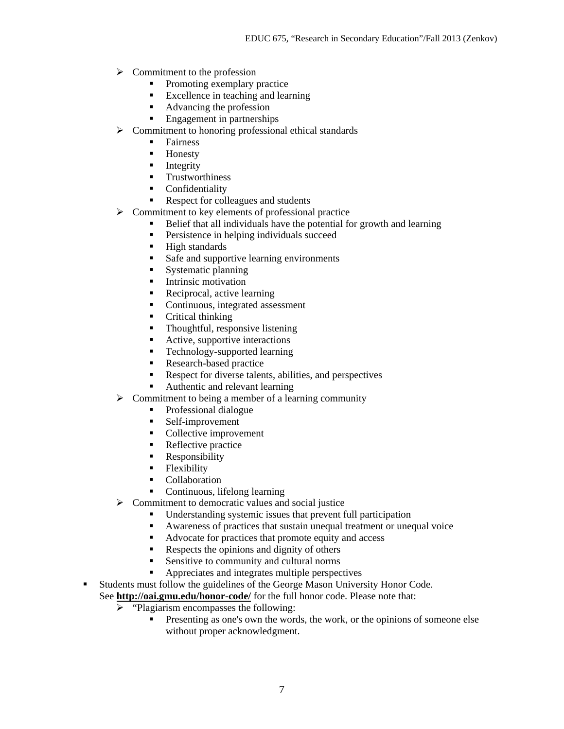- Commitment to the profession
    - Promoting exemplary practice
    - Excellence in teaching and learning
    - Advancing the profession
    - Engagement in partnerships
- Commitment to honoring professional ethical standards
    - Fairness
    - Honesty
    - Integrity
    - Trustworthiness
    - Confidentiality
    - Respect for colleagues and students
- Commitment to key elements of professional practice
    - Belief that all individuals have the potential for growth and learning
    - Persistence in helping individuals succeed
    - High standards
    - Safe and supportive learning environments
    - Systematic planning
    - Intrinsic motivation
    - Reciprocal, active learning
    - Continuous, integrated assessment
    - Critical thinking
    - Thoughtful, responsive listening
    - Active, supportive interactions
    - Technology-supported learning
    - Research-based practice
    - Respect for diverse talents, abilities, and perspectives
    - Authentic and relevant learning
- Commitment to being a member of a learning community
    - Professional dialogue
    - Self-improvement
    - Collective improvement
    - Reflective practice
    - Responsibility
    - Flexibility
    - Collaboration
    - Continuous, lifelong learning
- Commitment to democratic values and social justice
    - Understanding systemic issues that prevent full participation
    - Awareness of practices that sustain unequal treatment or unequal voice
    - Advocate for practices that promote equity and access
    - Respects the opinions and dignity of others
    - Sensitive to community and cultural norms
    - Appreciates and integrates multiple perspectives

- Students must follow the guidelines of the George Mason University Honor Code. See **http://oai.gmu.edu/honor-code/** for the full honor code. Please note that:
    - "Plagiarism encompasses the following:
        - Presenting as one's own the words, the work, or the opinions of someone else without proper acknowledgment.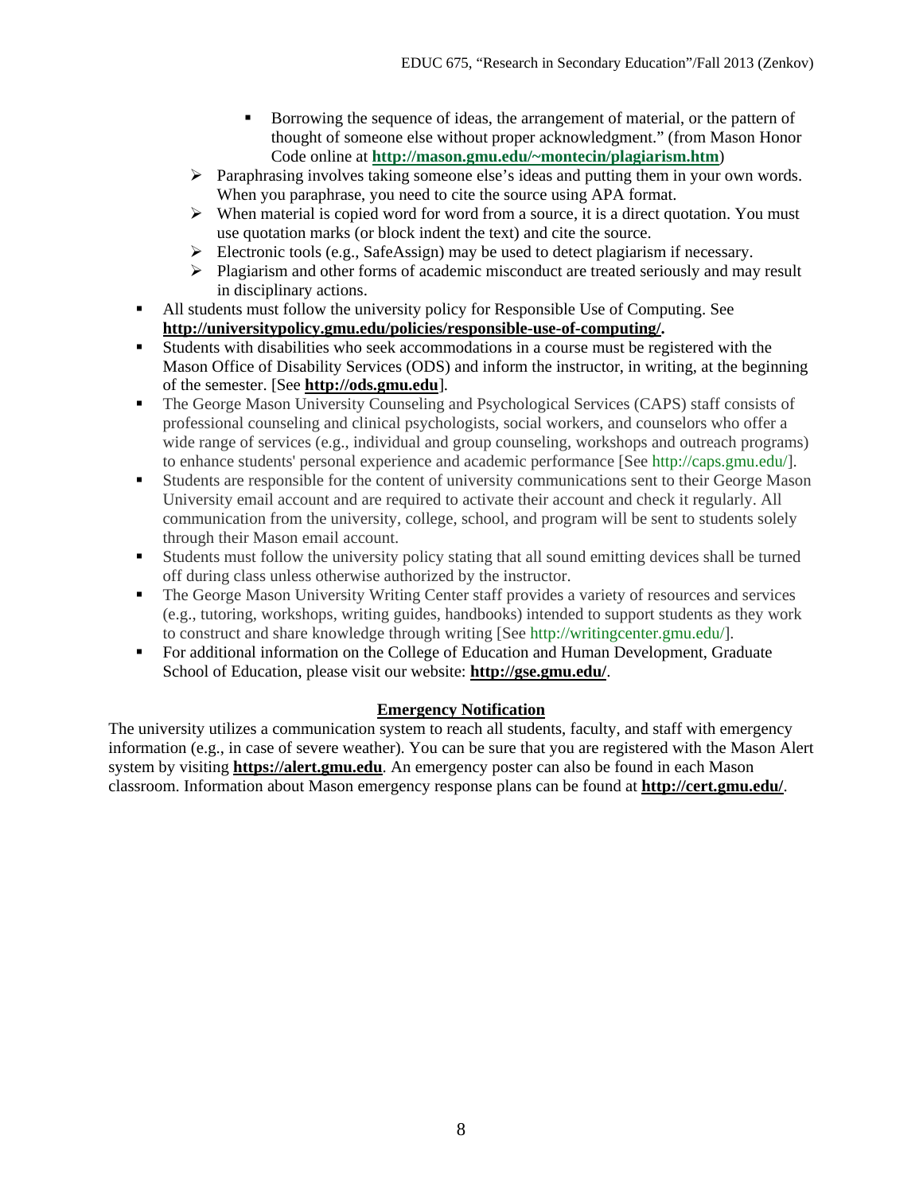- Borrowing the sequence of ideas, the arrangement of material, or the pattern of thought of someone else without proper acknowledgment." (from Mason Honor Code online at **http://mason.gmu.edu/~montecin/plagiarism.htm**)
    - Paraphrasing involves taking someone else's ideas and putting them in your own words. When you paraphrase, you need to cite the source using APA format.
    - When material is copied word for word from a source, it is a direct quotation. You must use quotation marks (or block indent the text) and cite the source.
    - Electronic tools (e.g., SafeAssign) may be used to detect plagiarism if necessary.
    - Plagiarism and other forms of academic misconduct are treated seriously and may result in disciplinary actions.
- All students must follow the university policy for Responsible Use of Computing. See **http://universitypolicy.gmu.edu/policies/responsible-use-of-computing/.**
- Students with disabilities who seek accommodations in a course must be registered with the Mason Office of Disability Services (ODS) and inform the instructor, in writing, at the beginning of the semester. [See **http://ods.gmu.edu**].
- The George Mason University Counseling and Psychological Services (CAPS) staff consists of professional counseling and clinical psychologists, social workers, and counselors who offer a wide range of services (e.g., individual and group counseling, workshops and outreach programs) to enhance students' personal experience and academic performance [See http://caps.gmu.edu/].
- Students are responsible for the content of university communications sent to their George Mason University email account and are required to activate their account and check it regularly. All communication from the university, college, school, and program will be sent to students solely through their Mason email account.
- Students must follow the university policy stating that all sound emitting devices shall be turned off during class unless otherwise authorized by the instructor.
- The George Mason University Writing Center staff provides a variety of resources and services (e.g., tutoring, workshops, writing guides, handbooks) intended to support students as they work to construct and share knowledge through writing [See http://writingcenter.gmu.edu/].
- For additional information on the College of Education and Human Development, Graduate School of Education, please visit our website: **http://gse.gmu.edu/**.

## Emergency Notification

The university utilizes a communication system to reach all students, faculty, and staff with emergency information (e.g., in case of severe weather). You can be sure that you are registered with the Mason Alert system by visiting **https://alert.gmu.edu**. An emergency poster can also be found in each Mason classroom. Information about Mason emergency response plans can be found at **http://cert.gmu.edu/**.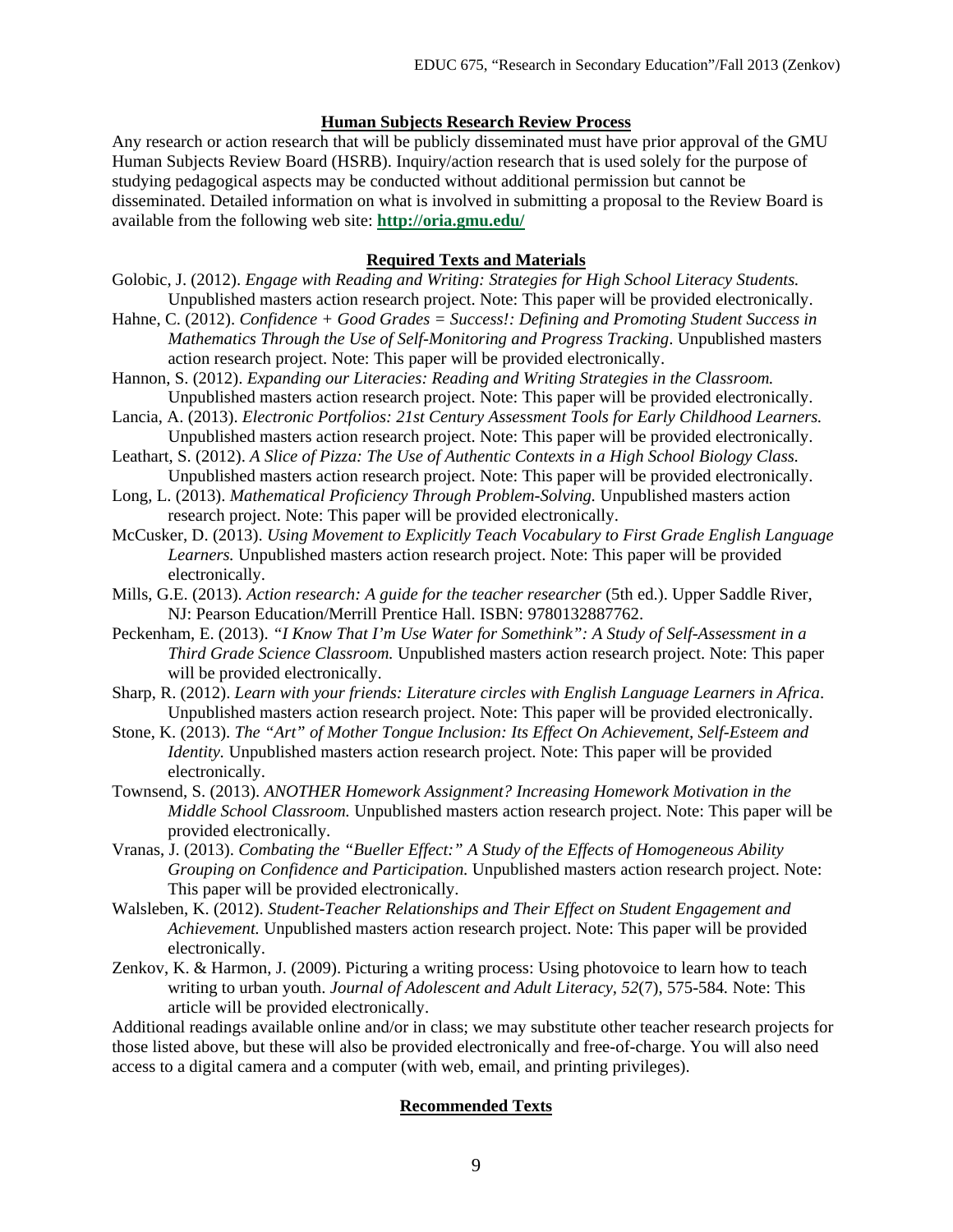## Human Subjects Research Review Process

Any research or action research that will be publicly disseminated must have prior approval of the GMU Human Subjects Review Board (HSRB). Inquiry/action research that is used solely for the purpose of studying pedagogical aspects may be conducted without additional permission but cannot be disseminated. Detailed information on what is involved in submitting a proposal to the Review Board is available from the following web site: **http://oria.gmu.edu/**

## Required Texts and Materials

Golobic, J. (2012). *Engage with Reading and Writing: Strategies for High School Literacy Students.* Unpublished masters action research project. Note: This paper will be provided electronically.

Hahne, C. (2012). *Confidence + Good Grades = Success!: Defining and Promoting Student Success in Mathematics Through the Use of Self-Monitoring and Progress Tracking*. Unpublished masters action research project. Note: This paper will be provided electronically.

Hannon, S. (2012). *Expanding our Literacies: Reading and Writing Strategies in the Classroom.* Unpublished masters action research project. Note: This paper will be provided electronically.

Lancia, A. (2013). *Electronic Portfolios: 21st Century Assessment Tools for Early Childhood Learners.* Unpublished masters action research project. Note: This paper will be provided electronically.

Leathart, S. (2012). *A Slice of Pizza: The Use of Authentic Contexts in a High School Biology Class.* Unpublished masters action research project. Note: This paper will be provided electronically.

Long, L. (2013). *Mathematical Proficiency Through Problem-Solving.* Unpublished masters action research project. Note: This paper will be provided electronically.

McCusker, D. (2013). *Using Movement to Explicitly Teach Vocabulary to First Grade English Language Learners.* Unpublished masters action research project. Note: This paper will be provided electronically.

Mills, G.E. (2013). *Action research: A guide for the teacher researcher* (5th ed.). Upper Saddle River, NJ: Pearson Education/Merrill Prentice Hall. ISBN: 9780132887762.

Peckenham, E. (2013). *"I Know That I'm Use Water for Somethink": A Study of Self-Assessment in a Third Grade Science Classroom.* Unpublished masters action research project. Note: This paper will be provided electronically.

Sharp, R. (2012). *Learn with your friends: Literature circles with English Language Learners in Africa*. Unpublished masters action research project. Note: This paper will be provided electronically.

Stone, K. (2013). *The "Art" of Mother Tongue Inclusion: Its Effect On Achievement, Self-Esteem and Identity.* Unpublished masters action research project. Note: This paper will be provided electronically.

Townsend, S. (2013). *ANOTHER Homework Assignment? Increasing Homework Motivation in the Middle School Classroom.* Unpublished masters action research project. Note: This paper will be provided electronically.

Vranas, J. (2013). *Combating the "Bueller Effect:" A Study of the Effects of Homogeneous Ability Grouping on Confidence and Participation.* Unpublished masters action research project. Note: This paper will be provided electronically.

Walsleben, K. (2012). *Student-Teacher Relationships and Their Effect on Student Engagement and Achievement.* Unpublished masters action research project. Note: This paper will be provided electronically.

Zenkov, K. & Harmon, J. (2009). Picturing a writing process: Using photovoice to learn how to teach writing to urban youth. *Journal of Adolescent and Adult Literacy, 52*(7), 575-584. Note: This article will be provided electronically.

Additional readings available online and/or in class; we may substitute other teacher research projects for those listed above, but these will also be provided electronically and free-of-charge. You will also need access to a digital camera and a computer (with web, email, and printing privileges).

## Recommended Texts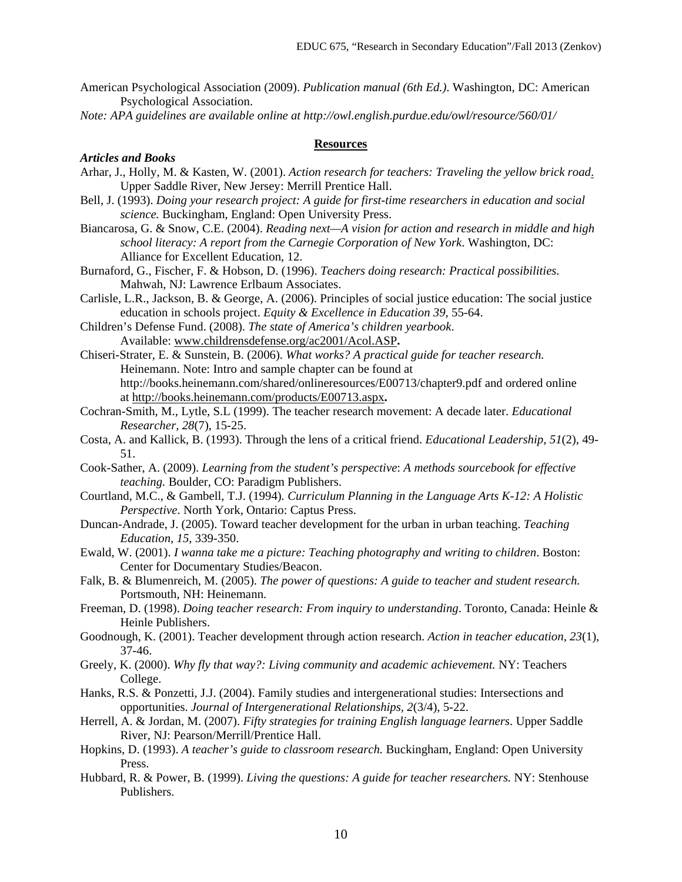American Psychological Association (2009). *Publication manual (6th Ed.)*. Washington, DC: American Psychological Association.

*Note: APA guidelines are available online at http://owl.english.purdue.edu/owl/resource/560/01/*

## Resources

### *Articles and Books*

Arhar, J., Holly, M. & Kasten, W. (2001). *Action research for teachers: Traveling the yellow brick road*. Upper Saddle River, New Jersey: Merrill Prentice Hall.

Bell, J. (1993). *Doing your research project: A guide for first-time researchers in education and social science.* Buckingham, England: Open University Press.

Biancarosa, G. & Snow, C.E. (2004). *Reading next—A vision for action and research in middle and high school literacy: A report from the Carnegie Corporation of New York*. Washington, DC: Alliance for Excellent Education, 12.

Burnaford, G., Fischer, F. & Hobson, D. (1996). *Teachers doing research: Practical possibilities.* Mahwah, NJ: Lawrence Erlbaum Associates.

Carlisle, L.R., Jackson, B. & George, A. (2006). Principles of social justice education: The social justice education in schools project. *Equity & Excellence in Education 39,* 55-64.

Children's Defense Fund. (2008). *The state of America's children yearbook*. Available: www.childrensdefense.org/ac2001/Acol.ASP**.**

Chiseri-Strater, E. & Sunstein, B. (2006). *What works? A practical guide for teacher research.* Heinemann. Note: Intro and sample chapter can be found at http://books.heinemann.com/shared/onlineresources/E00713/chapter9.pdf and ordered online at http://books.heinemann.com/products/E00713.aspx**.**

Cochran-Smith, M., Lytle, S.L (1999). The teacher research movement: A decade later. *Educational Researcher, 28*(7), 15-25.

Costa, A. and Kallick, B. (1993). Through the lens of a critical friend. *Educational Leadership, 51*(2), 49-51.

Cook-Sather, A. (2009). *Learning from the student's perspective*: *A methods sourcebook for effective teaching.* Boulder, CO: Paradigm Publishers.

Courtland, M.C., & Gambell, T.J. (1994)*. Curriculum Planning in the Language Arts K-12: A Holistic Perspective*. North York, Ontario: Captus Press.

Duncan-Andrade, J. (2005). Toward teacher development for the urban in urban teaching. *Teaching Education*, *15*, 339-350.

Ewald, W. (2001). *I wanna take me a picture: Teaching photography and writing to children*. Boston: Center for Documentary Studies/Beacon.

Falk, B. & Blumenreich, M. (2005). *The power of questions: A guide to teacher and student research.* Portsmouth, NH: Heinemann.

Freeman, D. (1998). *Doing teacher research: From inquiry to understanding*. Toronto, Canada: Heinle & Heinle Publishers.

Goodnough, K. (2001). Teacher development through action research. *Action in teacher education, 23*(1), 37-46.

Greely, K. (2000). *Why fly that way?: Living community and academic achievement.* NY: Teachers College.

Hanks, R.S. & Ponzetti, J.J. (2004). Family studies and intergenerational studies: Intersections and opportunities. *Journal of Intergenerational Relationships, 2*(3/4), 5-22.

Herrell, A. & Jordan, M. (2007). *Fifty strategies for training English language learners*. Upper Saddle River, NJ: Pearson/Merrill/Prentice Hall.

Hopkins, D. (1993). *A teacher's guide to classroom research.* Buckingham, England: Open University Press.

Hubbard, R. & Power, B. (1999). *Living the questions: A guide for teacher researchers.* NY: Stenhouse Publishers.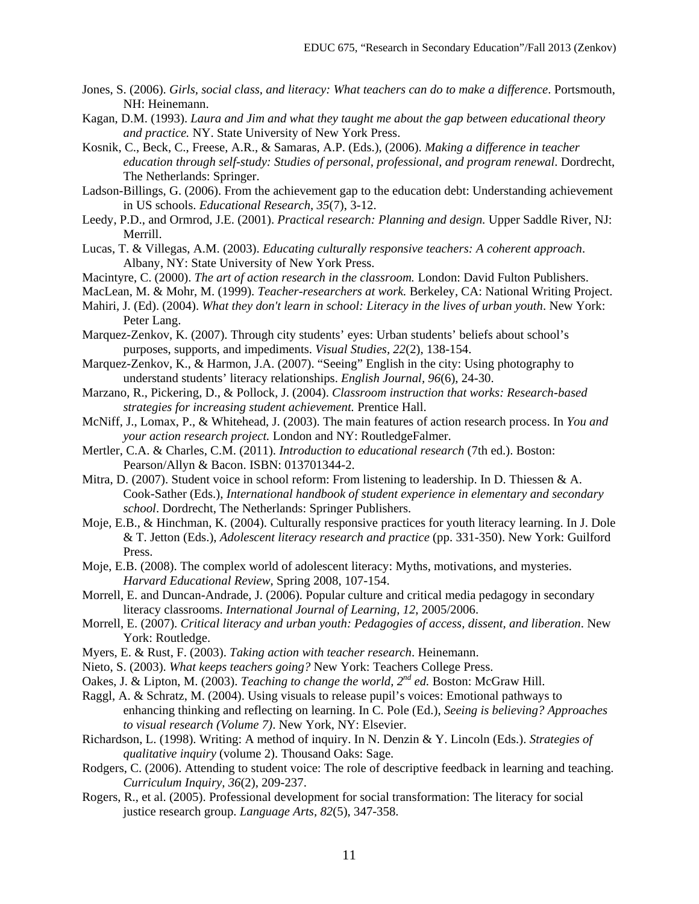Jones, S. (2006). *Girls, social class, and literacy: What teachers can do to make a difference*. Portsmouth, NH: Heinemann.

Kagan, D.M. (1993). *Laura and Jim and what they taught me about the gap between educational theory and practice.* NY. State University of New York Press.

Kosnik, C., Beck, C., Freese, A.R., & Samaras, A.P. (Eds.), (2006). *Making a difference in teacher education through self-study: Studies of personal, professional, and program renewal*. Dordrecht, The Netherlands: Springer.

Ladson-Billings, G. (2006). From the achievement gap to the education debt: Understanding achievement in US schools. *Educational Research, 35*(7), 3-12.

Leedy, P.D., and Ormrod, J.E. (2001). *Practical research: Planning and design.* Upper Saddle River, NJ: Merrill.

Lucas, T. & Villegas, A.M. (2003). *Educating culturally responsive teachers: A coherent approach*. Albany, NY: State University of New York Press.

Macintyre, C. (2000). *The art of action research in the classroom.* London: David Fulton Publishers.

MacLean, M. & Mohr, M. (1999). *Teacher-researchers at work.* Berkeley, CA: National Writing Project.

Mahiri, J. (Ed). (2004). *What they don't learn in school: Literacy in the lives of urban youth*. New York: Peter Lang.

Marquez-Zenkov, K. (2007). Through city students' eyes: Urban students' beliefs about school's purposes, supports, and impediments. *Visual Studies, 22*(2), 138-154.

Marquez-Zenkov, K., & Harmon, J.A. (2007). "Seeing" English in the city: Using photography to understand students' literacy relationships. *English Journal, 96*(6), 24-30.

Marzano, R., Pickering, D., & Pollock, J. (2004). *Classroom instruction that works: Research-based strategies for increasing student achievement.* Prentice Hall.

McNiff, J., Lomax, P., & Whitehead, J. (2003). The main features of action research process. In *You and your action research project.* London and NY: RoutledgeFalmer.

Mertler, C.A. & Charles, C.M. (2011). *Introduction to educational research* (7th ed.). Boston: Pearson/Allyn & Bacon. ISBN: 013701344-2.

Mitra, D. (2007). Student voice in school reform: From listening to leadership. In D. Thiessen & A. Cook-Sather (Eds.), *International handbook of student experience in elementary and secondary school*. Dordrecht, The Netherlands: Springer Publishers.

Moje, E.B., & Hinchman, K. (2004). Culturally responsive practices for youth literacy learning. In J. Dole & T. Jetton (Eds.), *Adolescent literacy research and practice* (pp. 331-350). New York: Guilford Press.

Moje, E.B. (2008). The complex world of adolescent literacy: Myths, motivations, and mysteries. *Harvard Educational Review*, Spring 2008, 107-154.

Morrell, E. and Duncan-Andrade, J. (2006). Popular culture and critical media pedagogy in secondary literacy classrooms. *International Journal of Learning, 12*, 2005/2006.

Morrell, E. (2007). *Critical literacy and urban youth: Pedagogies of access, dissent, and liberation*. New York: Routledge.

Myers, E. & Rust, F. (2003). *Taking action with teacher research*. Heinemann.

Nieto, S. (2003). *What keeps teachers going?* New York: Teachers College Press.

Oakes, J. & Lipton, M. (2003). *Teaching to change the world, 2nd ed.* Boston: McGraw Hill.

Raggl, A. & Schratz, M. (2004). Using visuals to release pupil's voices: Emotional pathways to enhancing thinking and reflecting on learning. In C. Pole (Ed.), *Seeing is believing? Approaches to visual research (Volume 7)*. New York, NY: Elsevier.

Richardson, L. (1998). Writing: A method of inquiry. In N. Denzin & Y. Lincoln (Eds.). *Strategies of qualitative inquiry* (volume 2). Thousand Oaks: Sage.

Rodgers, C. (2006). Attending to student voice: The role of descriptive feedback in learning and teaching. *Curriculum Inquiry, 36*(2), 209-237.

Rogers, R., et al. (2005). Professional development for social transformation: The literacy for social justice research group. *Language Arts, 82*(5), 347-358.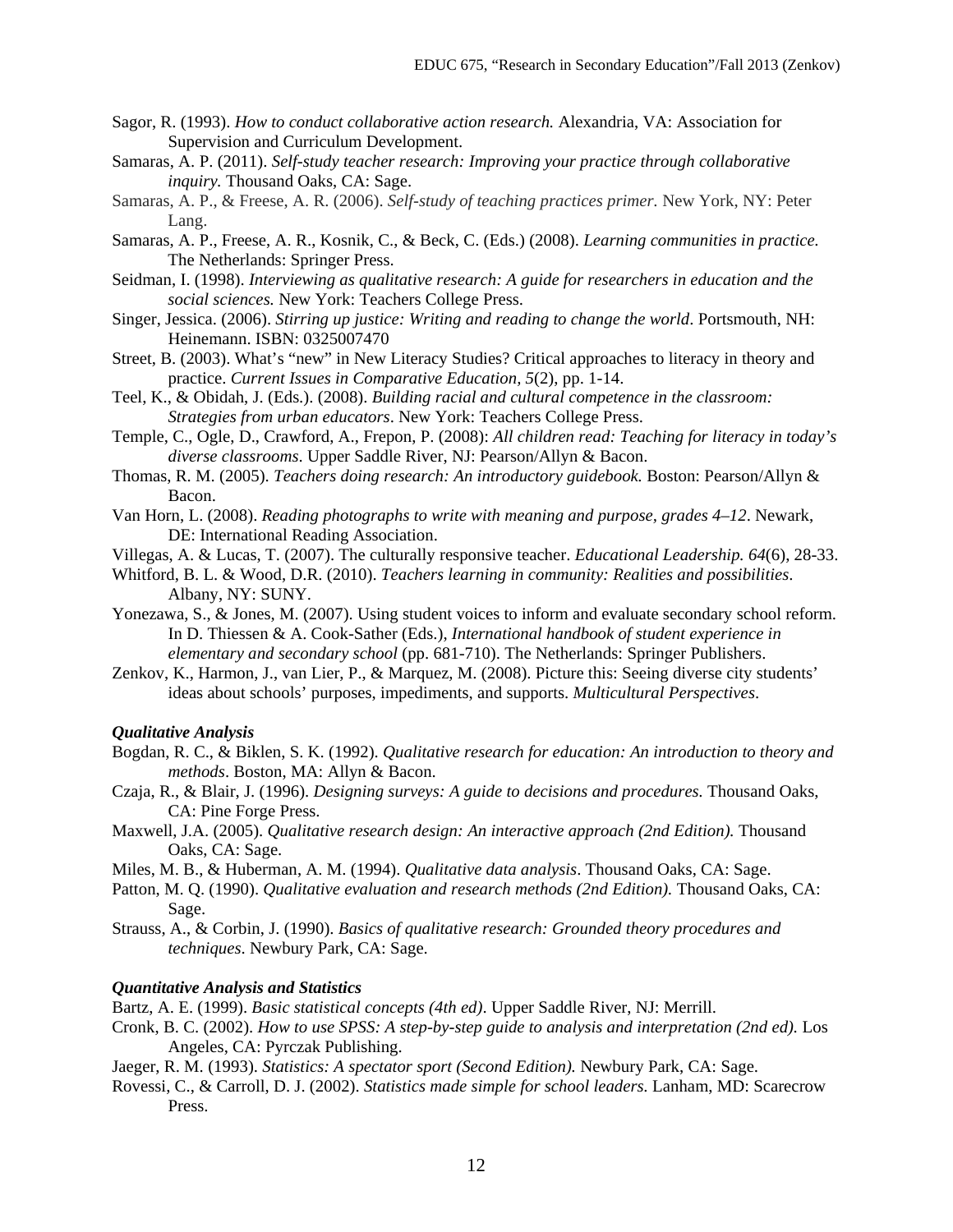Sagor, R. (1993). *How to conduct collaborative action research.* Alexandria, VA: Association for Supervision and Curriculum Development.

Samaras, A. P. (2011). *Self-study teacher research: Improving your practice through collaborative inquiry.* Thousand Oaks, CA: Sage.

Samaras, A. P., & Freese, A. R. (2006). *Self-study of teaching practices primer.* New York, NY: Peter Lang.

Samaras, A. P., Freese, A. R., Kosnik, C., & Beck, C. (Eds.) (2008). *Learning communities in practice.* The Netherlands: Springer Press.

Seidman, I. (1998). *Interviewing as qualitative research: A guide for researchers in education and the social sciences.* New York: Teachers College Press.

Singer, Jessica. (2006). *Stirring up justice: Writing and reading to change the world*. Portsmouth, NH: Heinemann. ISBN: 0325007470

Street, B. (2003). What's "new" in New Literacy Studies? Critical approaches to literacy in theory and practice. *Current Issues in Comparative Education, 5*(2), pp. 1-14.

Teel, K., & Obidah, J. (Eds.). (2008). *Building racial and cultural competence in the classroom: Strategies from urban educators*. New York: Teachers College Press.

Temple, C., Ogle, D., Crawford, A., Frepon, P. (2008): *All children read: Teaching for literacy in today's diverse classrooms*. Upper Saddle River, NJ: Pearson/Allyn & Bacon.

Thomas, R. M. (2005). *Teachers doing research: An introductory guidebook.* Boston: Pearson/Allyn & Bacon.

Van Horn, L. (2008). *Reading photographs to write with meaning and purpose, grades 4–12*. Newark, DE: International Reading Association.

Villegas, A. & Lucas, T. (2007). The culturally responsive teacher. *Educational Leadership. 64*(6), 28-33.

Whitford, B. L. & Wood, D.R. (2010). *Teachers learning in community: Realities and possibilities*. Albany, NY: SUNY.

Yonezawa, S., & Jones, M. (2007). Using student voices to inform and evaluate secondary school reform. In D. Thiessen & A. Cook-Sather (Eds.), *International handbook of student experience in elementary and secondary school* (pp. 681-710). The Netherlands: Springer Publishers.

Zenkov, K., Harmon, J., van Lier, P., & Marquez, M. (2008). Picture this: Seeing diverse city students' ideas about schools' purposes, impediments, and supports. *Multicultural Perspectives*.

***Qualitative Analysis***

Bogdan, R. C., & Biklen, S. K. (1992). *Qualitative research for education: An introduction to theory and methods*. Boston, MA: Allyn & Bacon.

Czaja, R., & Blair, J. (1996). *Designing surveys: A guide to decisions and procedures.* Thousand Oaks, CA: Pine Forge Press.

Maxwell, J.A. (2005). *Qualitative research design: An interactive approach (2nd Edition).* Thousand Oaks, CA: Sage.

Miles, M. B., & Huberman, A. M. (1994). *Qualitative data analysis*. Thousand Oaks, CA: Sage.

Patton, M. Q. (1990). *Qualitative evaluation and research methods (2nd Edition).* Thousand Oaks, CA: Sage.

Strauss, A., & Corbin, J. (1990). *Basics of qualitative research: Grounded theory procedures and techniques*. Newbury Park, CA: Sage.

***Quantitative Analysis and Statistics***

Bartz, A. E. (1999). *Basic statistical concepts (4th ed)*. Upper Saddle River, NJ: Merrill.

Cronk, B. C. (2002). *How to use SPSS: A step-by-step guide to analysis and interpretation (2nd ed).* Los Angeles, CA: Pyrczak Publishing.

Jaeger, R. M. (1993). *Statistics: A spectator sport (Second Edition).* Newbury Park, CA: Sage.

Rovessi, C., & Carroll, D. J. (2002). *Statistics made simple for school leaders.* Lanham, MD: Scarecrow Press.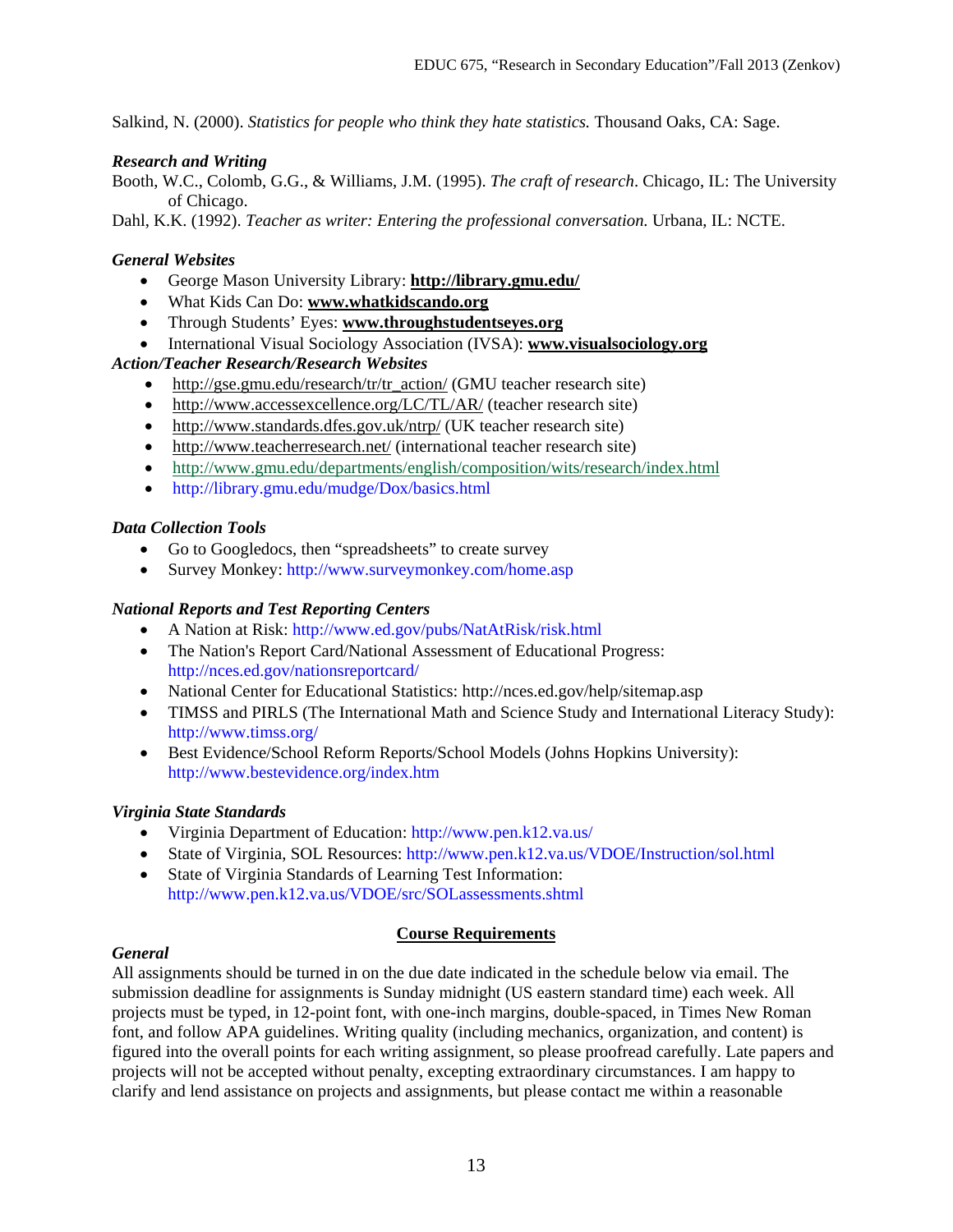Salkind, N. (2000). *Statistics for people who think they hate statistics.* Thousand Oaks, CA: Sage.

### *Research and Writing*

Booth, W.C., Colomb, G.G., & Williams, J.M. (1995). *The craft of research*. Chicago, IL: The University of Chicago.

Dahl, K.K. (1992). *Teacher as writer: Entering the professional conversation.* Urbana, IL: NCTE.

### *General Websites*

- George Mason University Library: **http://library.gmu.edu/**
- What Kids Can Do: **www.whatkidscando.org**
- Through Students' Eyes: **www.throughstudentseyes.org**
- International Visual Sociology Association (IVSA): **www.visualsociology.org**

### *Action/Teacher Research/Research Websites*

- http://gse.gmu.edu/research/tr/tr_action/ (GMU teacher research site)
- http://www.accessexcellence.org/LC/TL/AR/ (teacher research site)
- http://www.standards.dfes.gov.uk/ntrp/ (UK teacher research site)
- http://www.teacherresearch.net/ (international teacher research site)
- http://www.gmu.edu/departments/english/composition/wits/research/index.html
- http://library.gmu.edu/mudge/Dox/basics.html

### *Data Collection Tools*

- Go to Googledocs, then "spreadsheets" to create survey
- Survey Monkey: http://www.surveymonkey.com/home.asp

### *National Reports and Test Reporting Centers*

- A Nation at Risk: http://www.ed.gov/pubs/NatAtRisk/risk.html
- The Nation's Report Card/National Assessment of Educational Progress: http://nces.ed.gov/nationsreportcard/
- National Center for Educational Statistics: http://nces.ed.gov/help/sitemap.asp
- TIMSS and PIRLS (The International Math and Science Study and International Literacy Study): http://www.timss.org/
- Best Evidence/School Reform Reports/School Models (Johns Hopkins University): http://www.bestevidence.org/index.htm

### *Virginia State Standards*

- Virginia Department of Education: http://www.pen.k12.va.us/
- State of Virginia, SOL Resources: http://www.pen.k12.va.us/VDOE/Instruction/sol.html
- State of Virginia Standards of Learning Test Information: http://www.pen.k12.va.us/VDOE/src/SOLassessments.shtml

## Course Requirements

### *General*

All assignments should be turned in on the due date indicated in the schedule below via email. The submission deadline for assignments is Sunday midnight (US eastern standard time) each week. All projects must be typed, in 12-point font, with one-inch margins, double-spaced, in Times New Roman font, and follow APA guidelines. Writing quality (including mechanics, organization, and content) is figured into the overall points for each writing assignment, so please proofread carefully. Late papers and projects will not be accepted without penalty, excepting extraordinary circumstances. I am happy to clarify and lend assistance on projects and assignments, but please contact me within a reasonable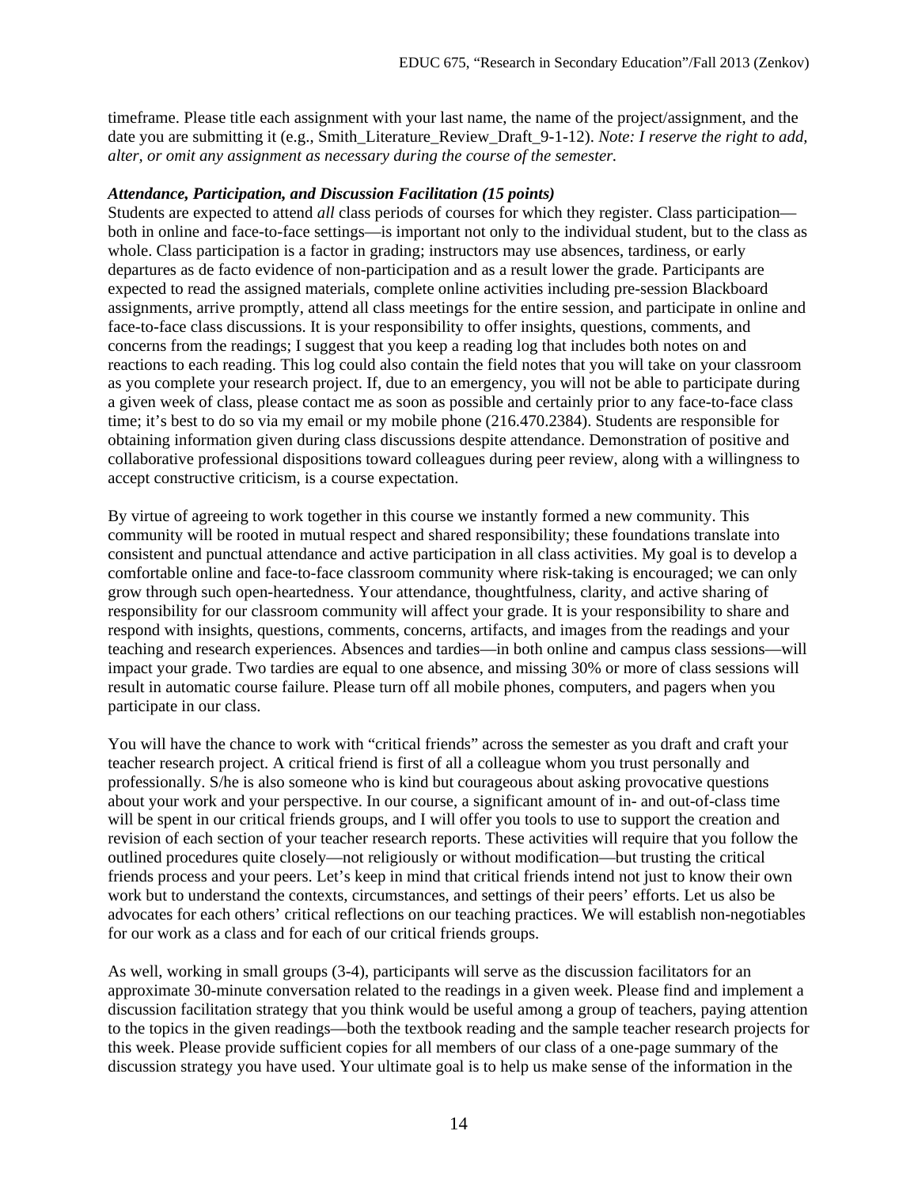timeframe. Please title each assignment with your last name, the name of the project/assignment, and the date you are submitting it (e.g., Smith_Literature_Review_Draft_9-1-12). *Note: I reserve the right to add, alter, or omit any assignment as necessary during the course of the semester.*

***Attendance, Participation, and Discussion Facilitation (15 points)***

Students are expected to attend *all* class periods of courses for which they register. Class participation—both in online and face-to-face settings—is important not only to the individual student, but to the class as whole. Class participation is a factor in grading; instructors may use absences, tardiness, or early departures as de facto evidence of non-participation and as a result lower the grade. Participants are expected to read the assigned materials, complete online activities including pre-session Blackboard assignments, arrive promptly, attend all class meetings for the entire session, and participate in online and face-to-face class discussions. It is your responsibility to offer insights, questions, comments, and concerns from the readings; I suggest that you keep a reading log that includes both notes on and reactions to each reading. This log could also contain the field notes that you will take on your classroom as you complete your research project. If, due to an emergency, you will not be able to participate during a given week of class, please contact me as soon as possible and certainly prior to any face-to-face class time; it's best to do so via my email or my mobile phone (216.470.2384). Students are responsible for obtaining information given during class discussions despite attendance. Demonstration of positive and collaborative professional dispositions toward colleagues during peer review, along with a willingness to accept constructive criticism, is a course expectation.

By virtue of agreeing to work together in this course we instantly formed a new community. This community will be rooted in mutual respect and shared responsibility; these foundations translate into consistent and punctual attendance and active participation in all class activities. My goal is to develop a comfortable online and face-to-face classroom community where risk-taking is encouraged; we can only grow through such open-heartedness. Your attendance, thoughtfulness, clarity, and active sharing of responsibility for our classroom community will affect your grade. It is your responsibility to share and respond with insights, questions, comments, concerns, artifacts, and images from the readings and your teaching and research experiences. Absences and tardies—in both online and campus class sessions—will impact your grade. Two tardies are equal to one absence, and missing 30% or more of class sessions will result in automatic course failure. Please turn off all mobile phones, computers, and pagers when you participate in our class.

You will have the chance to work with "critical friends" across the semester as you draft and craft your teacher research project. A critical friend is first of all a colleague whom you trust personally and professionally. S/he is also someone who is kind but courageous about asking provocative questions about your work and your perspective. In our course, a significant amount of in- and out-of-class time will be spent in our critical friends groups, and I will offer you tools to use to support the creation and revision of each section of your teacher research reports. These activities will require that you follow the outlined procedures quite closely—not religiously or without modification—but trusting the critical friends process and your peers. Let's keep in mind that critical friends intend not just to know their own work but to understand the contexts, circumstances, and settings of their peers' efforts. Let us also be advocates for each others' critical reflections on our teaching practices. We will establish non-negotiables for our work as a class and for each of our critical friends groups.

As well, working in small groups (3-4), participants will serve as the discussion facilitators for an approximate 30-minute conversation related to the readings in a given week. Please find and implement a discussion facilitation strategy that you think would be useful among a group of teachers, paying attention to the topics in the given readings—both the textbook reading and the sample teacher research projects for this week. Please provide sufficient copies for all members of our class of a one-page summary of the discussion strategy you have used. Your ultimate goal is to help us make sense of the information in the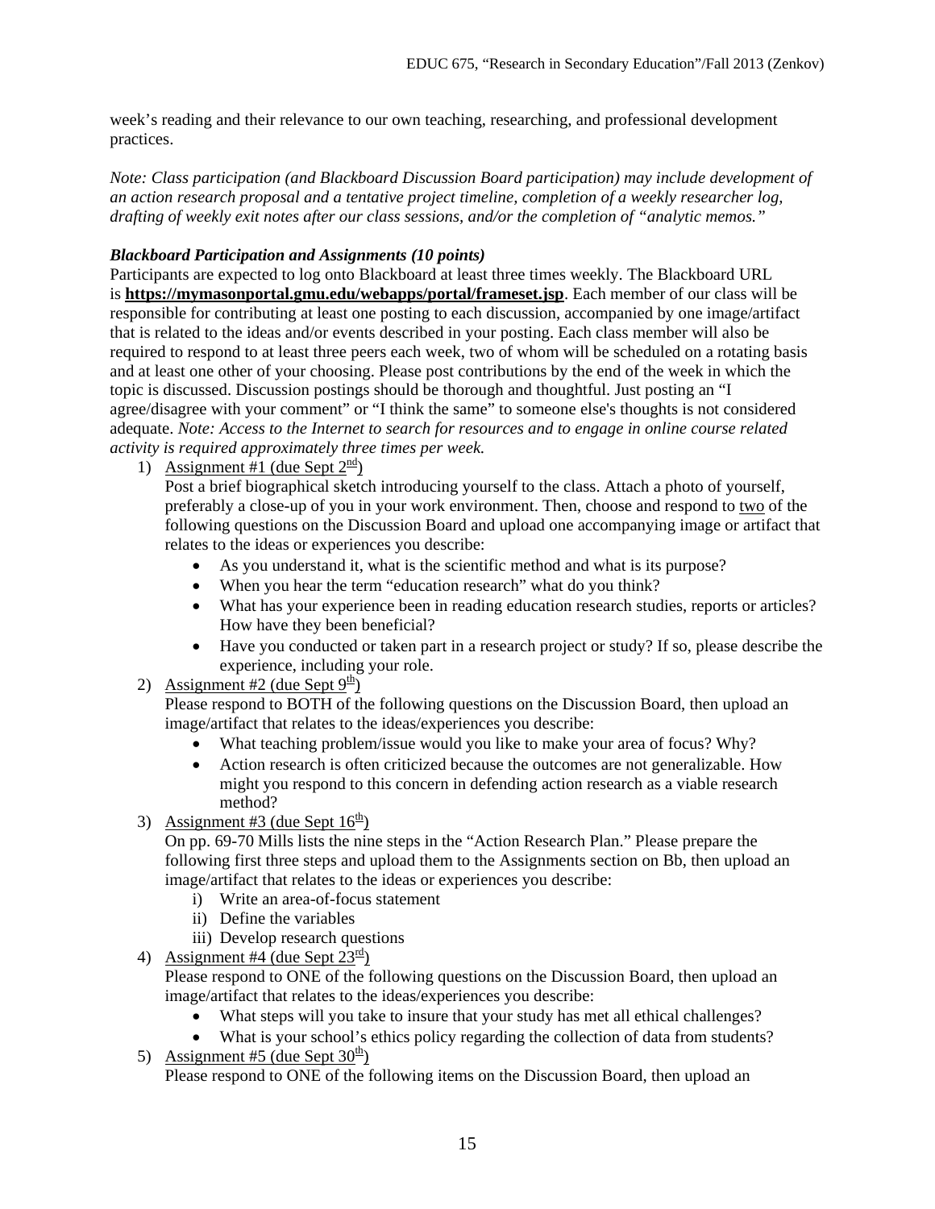week's reading and their relevance to our own teaching, researching, and professional development practices.

*Note: Class participation (and Blackboard Discussion Board participation) may include development of an action research proposal and a tentative project timeline, completion of a weekly researcher log, drafting of weekly exit notes after our class sessions, and/or the completion of "analytic memos."*

***Blackboard Participation and Assignments (10 points)***

Participants are expected to log onto Blackboard at least three times weekly. The Blackboard URL is **https://mymasonportal.gmu.edu/webapps/portal/frameset.jsp**. Each member of our class will be responsible for contributing at least one posting to each discussion, accompanied by one image/artifact that is related to the ideas and/or events described in your posting. Each class member will also be required to respond to at least three peers each week, two of whom will be scheduled on a rotating basis and at least one other of your choosing. Please post contributions by the end of the week in which the topic is discussed. Discussion postings should be thorough and thoughtful. Just posting an "I agree/disagree with your comment" or "I think the same" to someone else's thoughts is not considered adequate. *Note: Access to the Internet to search for resources and to engage in online course related activity is required approximately three times per week.*

1) Assignment #1 (due Sept 2nd)
   Post a brief biographical sketch introducing yourself to the class. Attach a photo of yourself, preferably a close-up of you in your work environment. Then, choose and respond to two of the following questions on the Discussion Board and upload one accompanying image or artifact that relates to the ideas or experiences you describe:
   - As you understand it, what is the scientific method and what is its purpose?
   - When you hear the term "education research" what do you think?
   - What has your experience been in reading education research studies, reports or articles? How have they been beneficial?
   - Have you conducted or taken part in a research project or study? If so, please describe the experience, including your role.
2) Assignment #2 (due Sept 9th)
   Please respond to BOTH of the following questions on the Discussion Board, then upload an image/artifact that relates to the ideas/experiences you describe:
   - What teaching problem/issue would you like to make your area of focus? Why?
   - Action research is often criticized because the outcomes are not generalizable. How might you respond to this concern in defending action research as a viable research method?
3) Assignment #3 (due Sept 16th)
   On pp. 69-70 Mills lists the nine steps in the "Action Research Plan." Please prepare the following first three steps and upload them to the Assignments section on Bb, then upload an image/artifact that relates to the ideas or experiences you describe:
   i) Write an area-of-focus statement
   ii) Define the variables
   iii) Develop research questions
4) Assignment #4 (due Sept 23rd)
   Please respond to ONE of the following questions on the Discussion Board, then upload an image/artifact that relates to the ideas/experiences you describe:
   - What steps will you take to insure that your study has met all ethical challenges?
   - What is your school's ethics policy regarding the collection of data from students?
5) Assignment #5 (due Sept 30th)
   Please respond to ONE of the following items on the Discussion Board, then upload an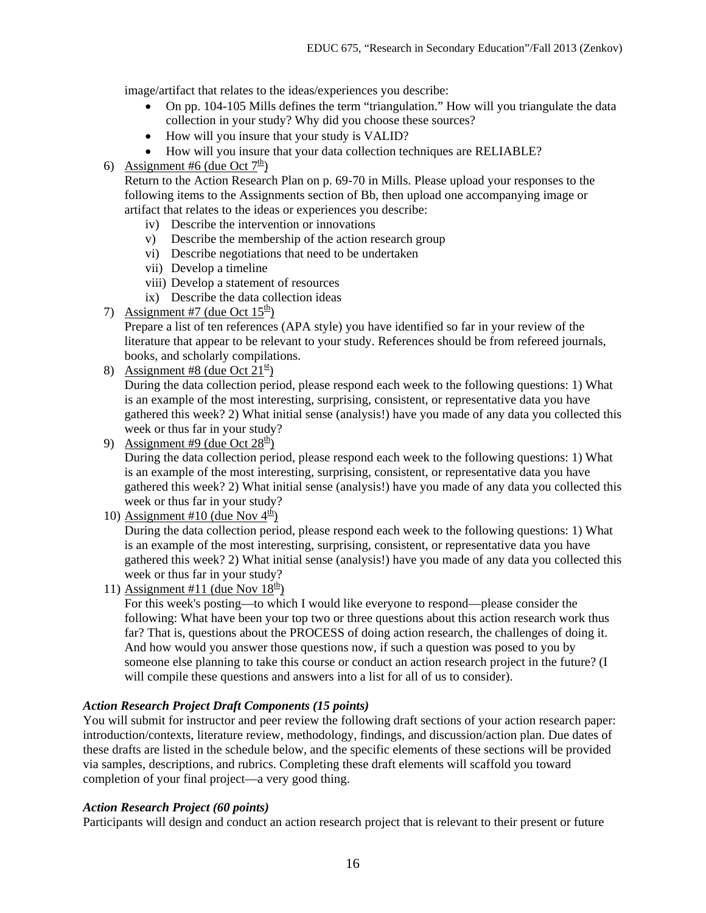image/artifact that relates to the ideas/experiences you describe:

- On pp. 104-105 Mills defines the term "triangulation." How will you triangulate the data collection in your study? Why did you choose these sources?
- How will you insure that your study is VALID?
- How will you insure that your data collection techniques are RELIABLE?

6) Assignment #6 (due Oct 7th)
   Return to the Action Research Plan on p. 69-70 in Mills. Please upload your responses to the following items to the Assignments section of Bb, then upload one accompanying image or artifact that relates to the ideas or experiences you describe:
   iv) Describe the intervention or innovations
   v) Describe the membership of the action research group
   vi) Describe negotiations that need to be undertaken
   vii) Develop a timeline
   viii) Develop a statement of resources
   ix) Describe the data collection ideas
7) Assignment #7 (due Oct 15th)
   Prepare a list of ten references (APA style) you have identified so far in your review of the literature that appear to be relevant to your study. References should be from refereed journals, books, and scholarly compilations.
8) Assignment #8 (due Oct 21st)
   During the data collection period, please respond each week to the following questions: 1) What is an example of the most interesting, surprising, consistent, or representative data you have gathered this week? 2) What initial sense (analysis!) have you made of any data you collected this week or thus far in your study?
9) Assignment #9 (due Oct 28th)
   During the data collection period, please respond each week to the following questions: 1) What is an example of the most interesting, surprising, consistent, or representative data you have gathered this week? 2) What initial sense (analysis!) have you made of any data you collected this week or thus far in your study?
10) Assignment #10 (due Nov 4th)
    During the data collection period, please respond each week to the following questions: 1) What is an example of the most interesting, surprising, consistent, or representative data you have gathered this week? 2) What initial sense (analysis!) have you made of any data you collected this week or thus far in your study?
11) Assignment #11 (due Nov 18th)
    For this week's posting—to which I would like everyone to respond—please consider the following: What have been your top two or three questions about this action research work thus far? That is, questions about the PROCESS of doing action research, the challenges of doing it. And how would you answer those questions now, if such a question was posed to you by someone else planning to take this course or conduct an action research project in the future? (I will compile these questions and answers into a list for all of us to consider).

***Action Research Project Draft Components (15 points)***

You will submit for instructor and peer review the following draft sections of your action research paper: introduction/contexts, literature review, methodology, findings, and discussion/action plan. Due dates of these drafts are listed in the schedule below, and the specific elements of these sections will be provided via samples, descriptions, and rubrics. Completing these draft elements will scaffold you toward completion of your final project—a very good thing.

***Action Research Project (60 points)***

Participants will design and conduct an action research project that is relevant to their present or future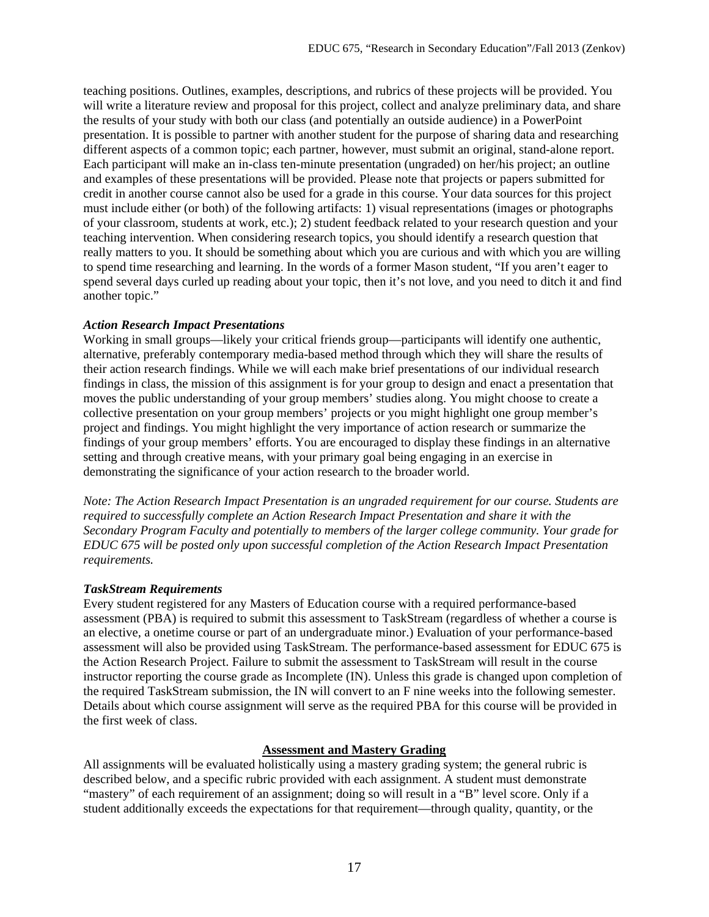teaching positions. Outlines, examples, descriptions, and rubrics of these projects will be provided. You will write a literature review and proposal for this project, collect and analyze preliminary data, and share the results of your study with both our class (and potentially an outside audience) in a PowerPoint presentation. It is possible to partner with another student for the purpose of sharing data and researching different aspects of a common topic; each partner, however, must submit an original, stand-alone report. Each participant will make an in-class ten-minute presentation (ungraded) on her/his project; an outline and examples of these presentations will be provided. Please note that projects or papers submitted for credit in another course cannot also be used for a grade in this course. Your data sources for this project must include either (or both) of the following artifacts: 1) visual representations (images or photographs of your classroom, students at work, etc.); 2) student feedback related to your research question and your teaching intervention. When considering research topics, you should identify a research question that really matters to you. It should be something about which you are curious and with which you are willing to spend time researching and learning. In the words of a former Mason student, "If you aren't eager to spend several days curled up reading about your topic, then it's not love, and you need to ditch it and find another topic."

***Action Research Impact Presentations***

Working in small groups—likely your critical friends group—participants will identify one authentic, alternative, preferably contemporary media-based method through which they will share the results of their action research findings. While we will each make brief presentations of our individual research findings in class, the mission of this assignment is for your group to design and enact a presentation that moves the public understanding of your group members' studies along. You might choose to create a collective presentation on your group members' projects or you might highlight one group member's project and findings. You might highlight the very importance of action research or summarize the findings of your group members' efforts. You are encouraged to display these findings in an alternative setting and through creative means, with your primary goal being engaging in an exercise in demonstrating the significance of your action research to the broader world.

*Note: The Action Research Impact Presentation is an ungraded requirement for our course. Students are required to successfully complete an Action Research Impact Presentation and share it with the Secondary Program Faculty and potentially to members of the larger college community. Your grade for EDUC 675 will be posted only upon successful completion of the Action Research Impact Presentation requirements.*

***TaskStream Requirements***

Every student registered for any Masters of Education course with a required performance-based assessment (PBA) is required to submit this assessment to TaskStream (regardless of whether a course is an elective, a onetime course or part of an undergraduate minor.) Evaluation of your performance-based assessment will also be provided using TaskStream. The performance-based assessment for EDUC 675 is the Action Research Project. Failure to submit the assessment to TaskStream will result in the course instructor reporting the course grade as Incomplete (IN). Unless this grade is changed upon completion of the required TaskStream submission, the IN will convert to an F nine weeks into the following semester. Details about which course assignment will serve as the required PBA for this course will be provided in the first week of class.

## <u>Assessment and Mastery Grading</u>

All assignments will be evaluated holistically using a mastery grading system; the general rubric is described below, and a specific rubric provided with each assignment. A student must demonstrate "mastery" of each requirement of an assignment; doing so will result in a "B" level score. Only if a student additionally exceeds the expectations for that requirement—through quality, quantity, or the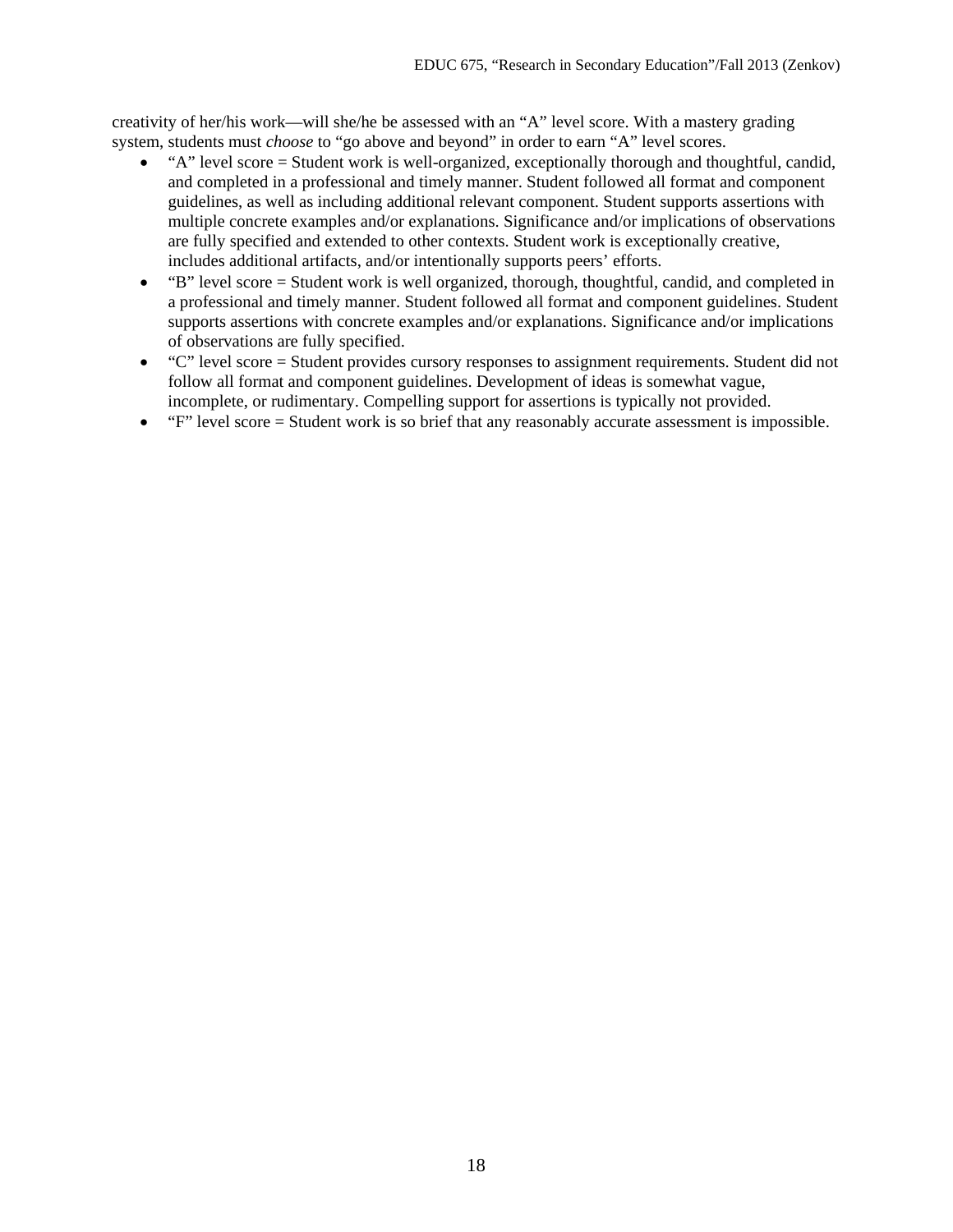creativity of her/his work—will she/he be assessed with an "A" level score. With a mastery grading system, students must *choose* to "go above and beyond" in order to earn "A" level scores.

- "A" level score = Student work is well-organized, exceptionally thorough and thoughtful, candid, and completed in a professional and timely manner. Student followed all format and component guidelines, as well as including additional relevant component. Student supports assertions with multiple concrete examples and/or explanations. Significance and/or implications of observations are fully specified and extended to other contexts. Student work is exceptionally creative, includes additional artifacts, and/or intentionally supports peers' efforts.
- "B" level score = Student work is well organized, thorough, thoughtful, candid, and completed in a professional and timely manner. Student followed all format and component guidelines. Student supports assertions with concrete examples and/or explanations. Significance and/or implications of observations are fully specified.
- "C" level score = Student provides cursory responses to assignment requirements. Student did not follow all format and component guidelines. Development of ideas is somewhat vague, incomplete, or rudimentary. Compelling support for assertions is typically not provided.
- "F" level score = Student work is so brief that any reasonably accurate assessment is impossible.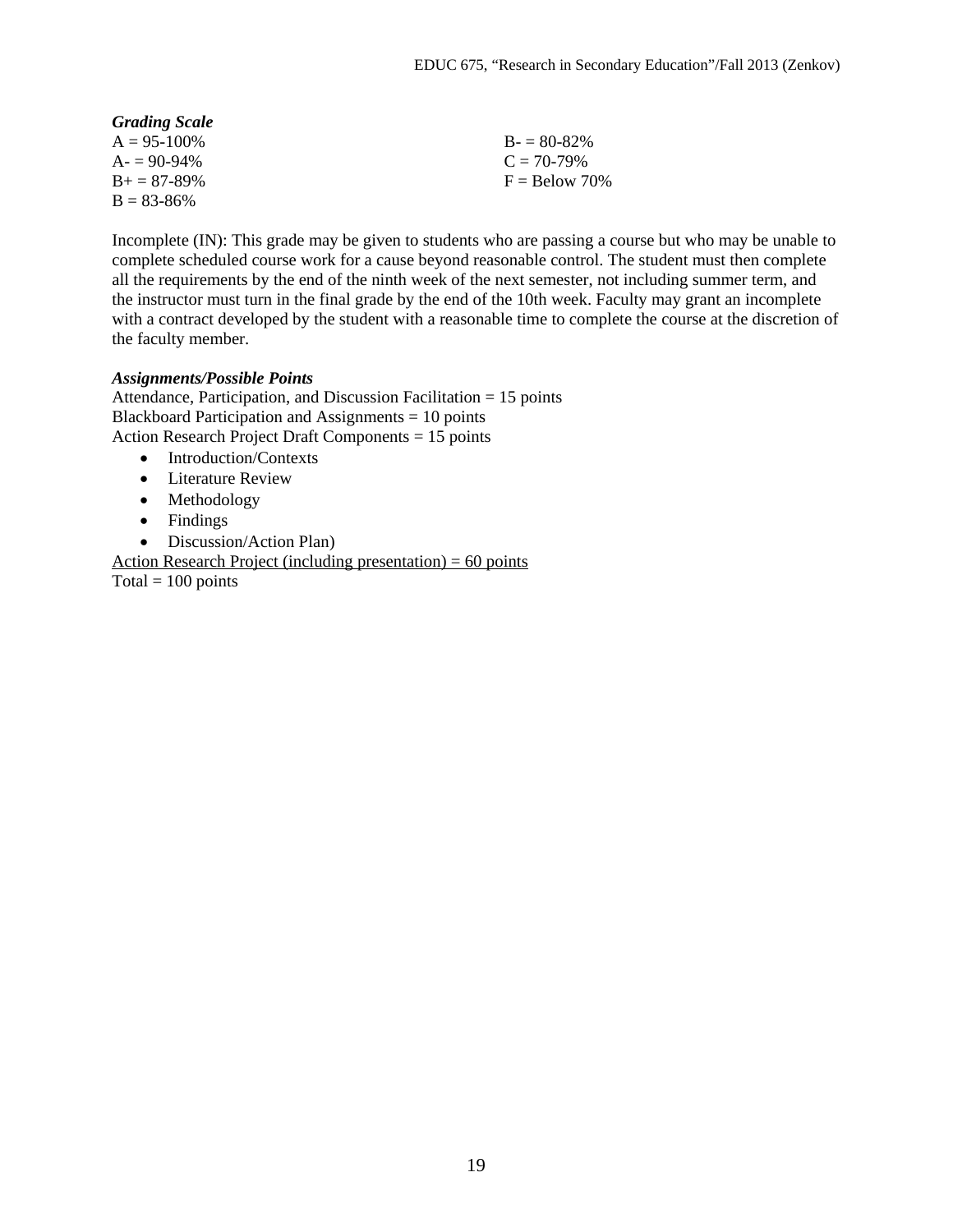***Grading Scale***

A = 95-100%
A- = 90-94%
B+ = 87-89%
B = 83-86%
B- = 80-82%
C = 70-79%
F = Below 70%

Incomplete (IN): This grade may be given to students who are passing a course but who may be unable to complete scheduled course work for a cause beyond reasonable control. The student must then complete all the requirements by the end of the ninth week of the next semester, not including summer term, and the instructor must turn in the final grade by the end of the 10th week. Faculty may grant an incomplete with a contract developed by the student with a reasonable time to complete the course at the discretion of the faculty member.

***Assignments/Possible Points***

Attendance, Participation, and Discussion Facilitation = 15 points
Blackboard Participation and Assignments = 10 points
Action Research Project Draft Components = 15 points

- Introduction/Contexts
- Literature Review
- Methodology
- Findings
- Discussion/Action Plan)

<u>Action Research Project (including presentation) = 60 points</u>
Total = 100 points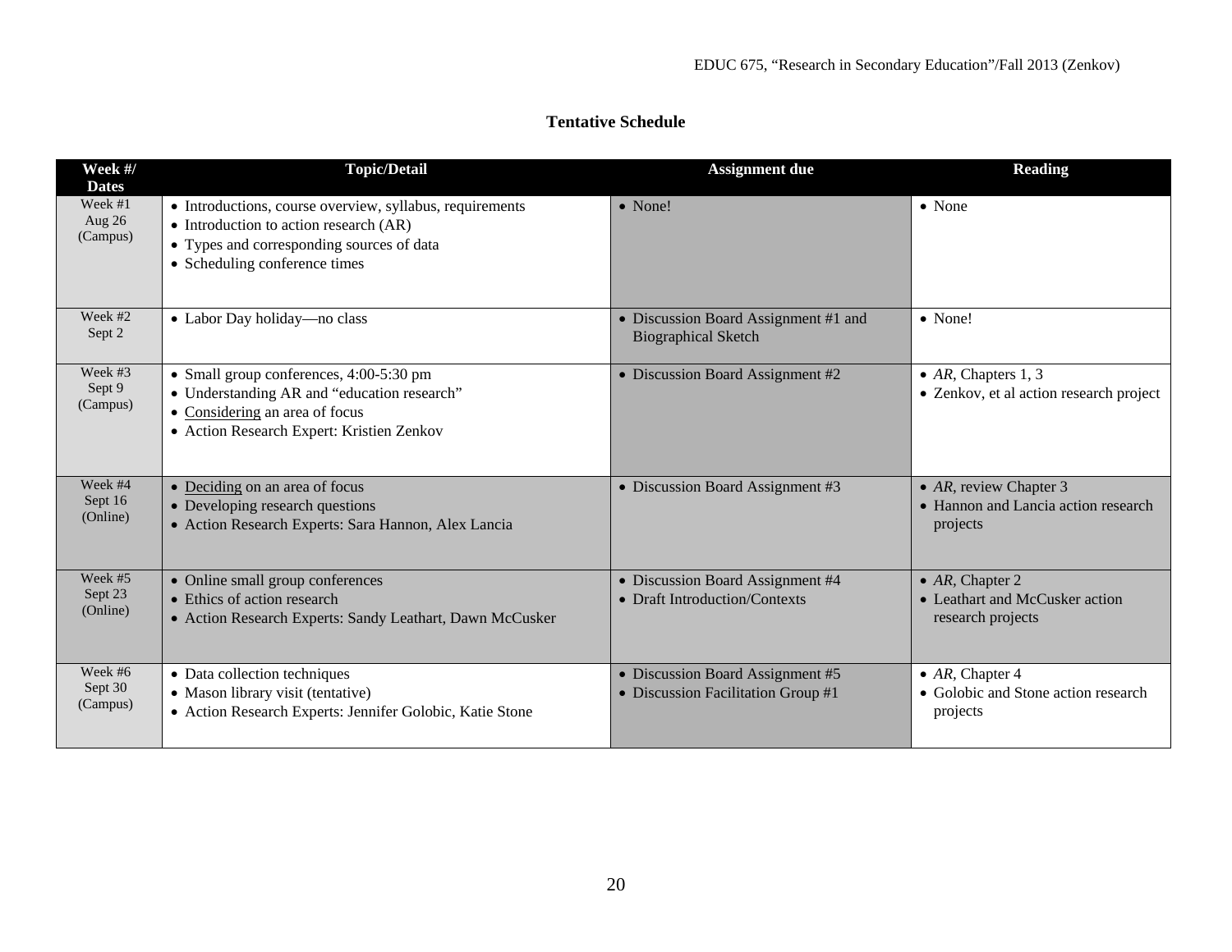# Tentative Schedule

| Week #/ Dates | Topic/Detail | Assignment due | Reading |
|---|---|---|---|
| Week #1<br>Aug 26<br>(Campus) | • Introductions, course overview, syllabus, requirements<br>• Introduction to action research (AR)<br>• Types and corresponding sources of data<br>• Scheduling conference times | • None! | • None |
| Week #2<br>Sept 2 | • Labor Day holiday—no class | • Discussion Board Assignment #1 and Biographical Sketch | • None! |
| Week #3<br>Sept 9<br>(Campus) | • Small group conferences, 4:00-5:30 pm<br>• Understanding AR and "education research"<br>• <u>Considering</u> an area of focus<br>• Action Research Expert: Kristien Zenkov | • Discussion Board Assignment #2 | • *AR*, Chapters 1, 3<br>• Zenkov, et al action research project |
| Week #4<br>Sept 16<br>(Online) | • <u>Deciding</u> on an area of focus<br>• Developing research questions<br>• Action Research Experts: Sara Hannon, Alex Lancia | • Discussion Board Assignment #3 | • *AR*, review Chapter 3<br>• Hannon and Lancia action research projects |
| Week #5<br>Sept 23<br>(Online) | • Online small group conferences<br>• Ethics of action research<br>• Action Research Experts: Sandy Leathart, Dawn McCusker | • Discussion Board Assignment #4<br>• Draft Introduction/Contexts | • *AR*, Chapter 2<br>• Leathart and McCusker action research projects |
| Week #6<br>Sept 30<br>(Campus) | • Data collection techniques<br>• Mason library visit (tentative)<br>• Action Research Experts: Jennifer Golobic, Katie Stone | • Discussion Board Assignment #5<br>• Discussion Facilitation Group #1 | • *AR*, Chapter 4<br>• Golobic and Stone action research projects |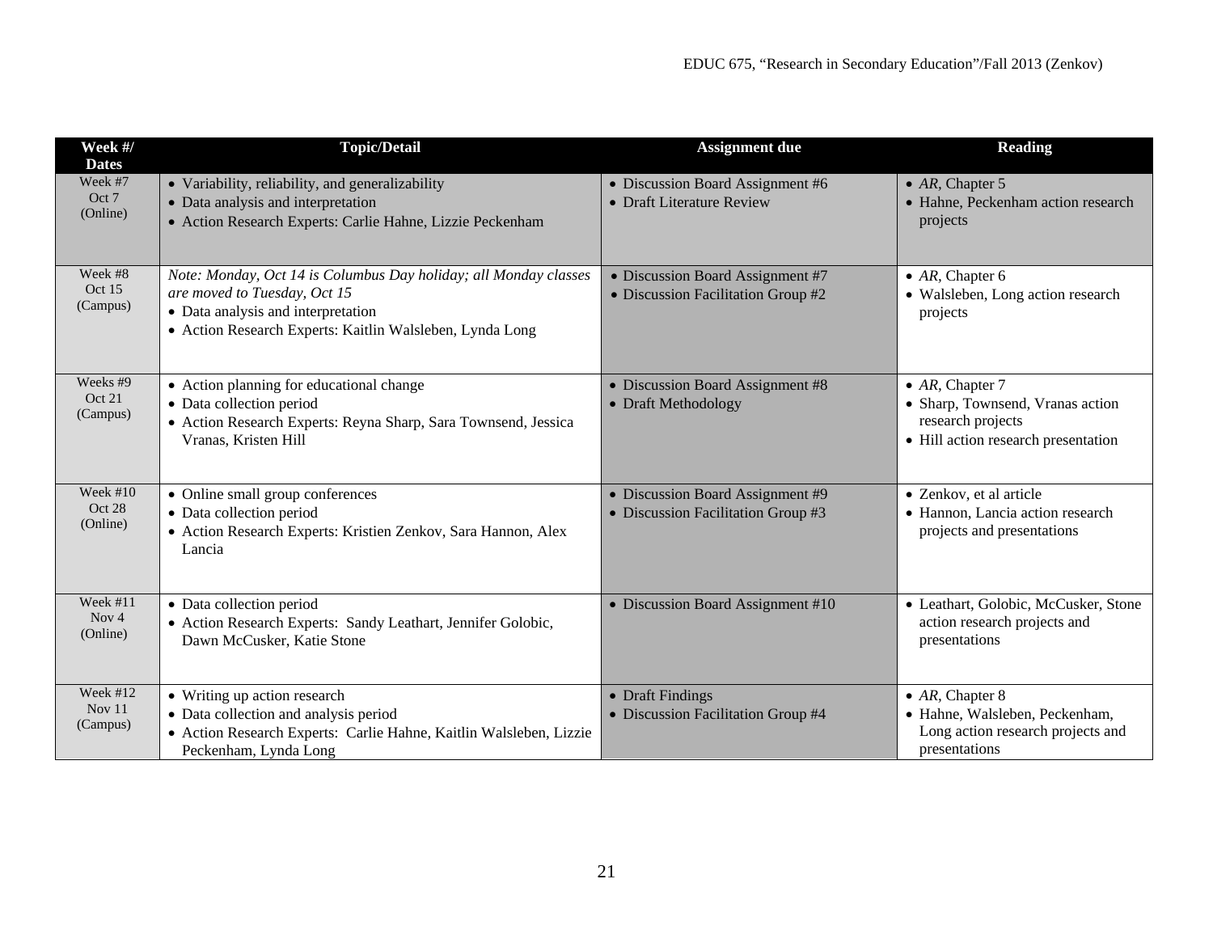| Week #/ Dates | Topic/Detail | Assignment due | Reading |
| --- | --- | --- | --- |
| Week #7<br>Oct 7<br>(Online) | • Variability, reliability, and generalizability<br>• Data analysis and interpretation<br>• Action Research Experts: Carlie Hahne, Lizzie Peckenham | • Discussion Board Assignment #6<br>• Draft Literature Review | • *AR*, Chapter 5<br>• Hahne, Peckenham action research projects |
| Week #8<br>Oct 15<br>(Campus) | *Note: Monday, Oct 14 is Columbus Day holiday; all Monday classes are moved to Tuesday, Oct 15*<br>• Data analysis and interpretation<br>• Action Research Experts: Kaitlin Walsleben, Lynda Long | • Discussion Board Assignment #7<br>• Discussion Facilitation Group #2 | • *AR*, Chapter 6<br>• Walsleben, Long action research projects |
| Weeks #9<br>Oct 21<br>(Campus) | • Action planning for educational change<br>• Data collection period<br>• Action Research Experts: Reyna Sharp, Sara Townsend, Jessica Vranas, Kristen Hill | • Discussion Board Assignment #8<br>• Draft Methodology | • *AR*, Chapter 7<br>• Sharp, Townsend, Vranas action research projects<br>• Hill action research presentation |
| Week #10<br>Oct 28<br>(Online) | • Online small group conferences<br>• Data collection period<br>• Action Research Experts: Kristien Zenkov, Sara Hannon, Alex Lancia | • Discussion Board Assignment #9<br>• Discussion Facilitation Group #3 | • Zenkov, et al article<br>• Hannon, Lancia action research projects and presentations |
| Week #11<br>Nov 4<br>(Online) | • Data collection period<br>• Action Research Experts: Sandy Leathart, Jennifer Golobic, Dawn McCusker, Katie Stone | • Discussion Board Assignment #10 | • Leathart, Golobic, McCusker, Stone action research projects and presentations |
| Week #12<br>Nov 11<br>(Campus) | • Writing up action research<br>• Data collection and analysis period<br>• Action Research Experts: Carlie Hahne, Kaitlin Walsleben, Lizzie Peckenham, Lynda Long | • Draft Findings<br>• Discussion Facilitation Group #4 | • *AR*, Chapter 8<br>• Hahne, Walsleben, Peckenham, Long action research projects and presentations |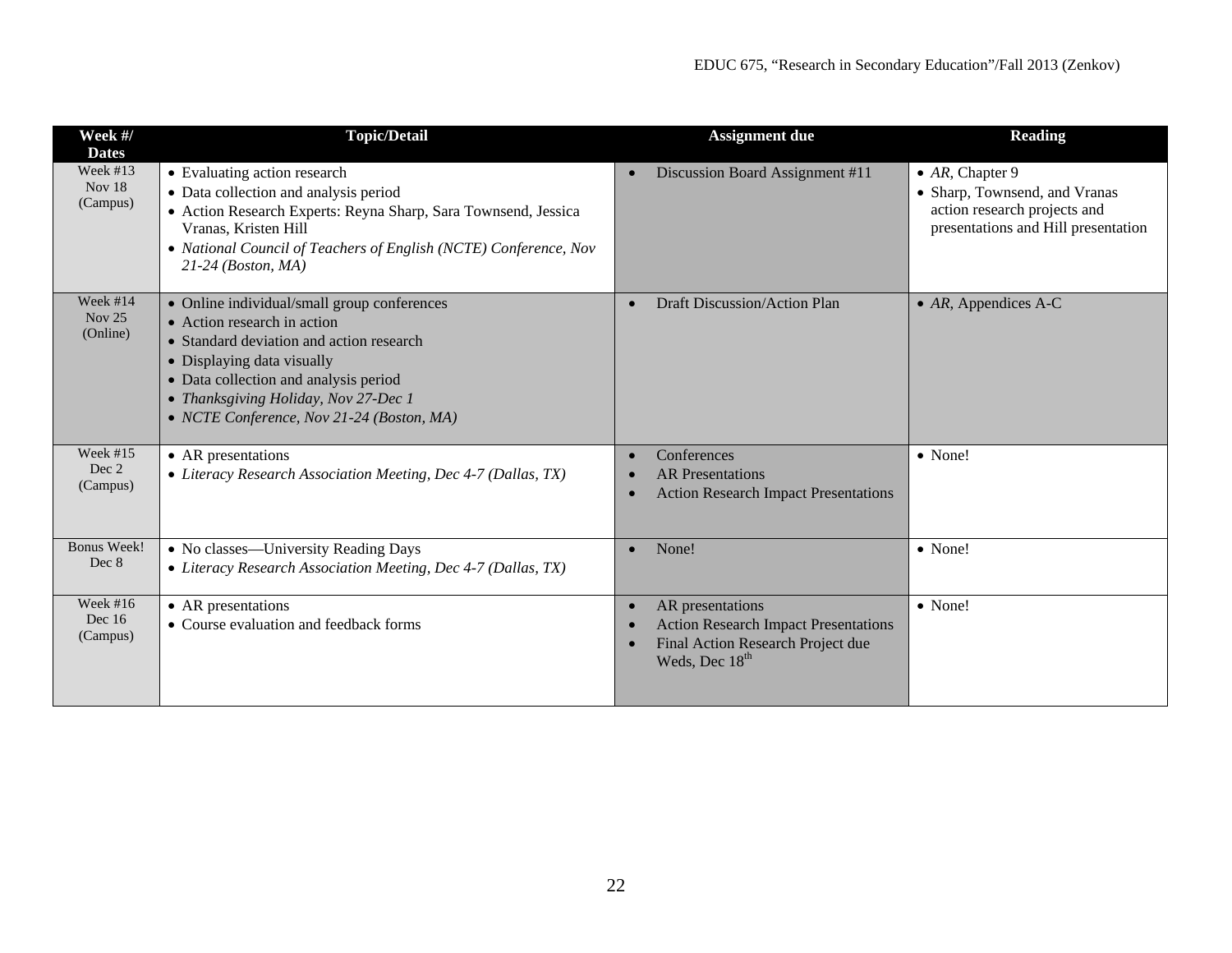| Week #/ Dates | Topic/Detail | Assignment due | Reading |
|---|---|---|---|
| Week #13 Nov 18 (Campus) | • Evaluating action research<br>• Data collection and analysis period<br>• Action Research Experts: Reyna Sharp, Sara Townsend, Jessica Vranas, Kristen Hill<br>• *National Council of Teachers of English (NCTE) Conference, Nov 21-24 (Boston, MA)* | • Discussion Board Assignment #11 | • *AR*, Chapter 9<br>• Sharp, Townsend, and Vranas action research projects and presentations and Hill presentation |
| Week #14 Nov 25 (Online) | • Online individual/small group conferences<br>• Action research in action<br>• Standard deviation and action research<br>• Displaying data visually<br>• Data collection and analysis period<br>• *Thanksgiving Holiday, Nov 27-Dec 1*<br>• *NCTE Conference, Nov 21-24 (Boston, MA)* | • Draft Discussion/Action Plan | • *AR*, Appendices A-C |
| Week #15 Dec 2 (Campus) | • AR presentations<br>• *Literacy Research Association Meeting, Dec 4-7 (Dallas, TX)* | • Conferences<br>• AR Presentations<br>• Action Research Impact Presentations | • None! |
| Bonus Week! Dec 8 | • No classes—University Reading Days<br>• *Literacy Research Association Meeting, Dec 4-7 (Dallas, TX)* | • None! | • None! |
| Week #16 Dec 16 (Campus) | • AR presentations<br>• Course evaluation and feedback forms | • AR presentations<br>• Action Research Impact Presentations<br>• Final Action Research Project due Weds, Dec 18th | • None! |